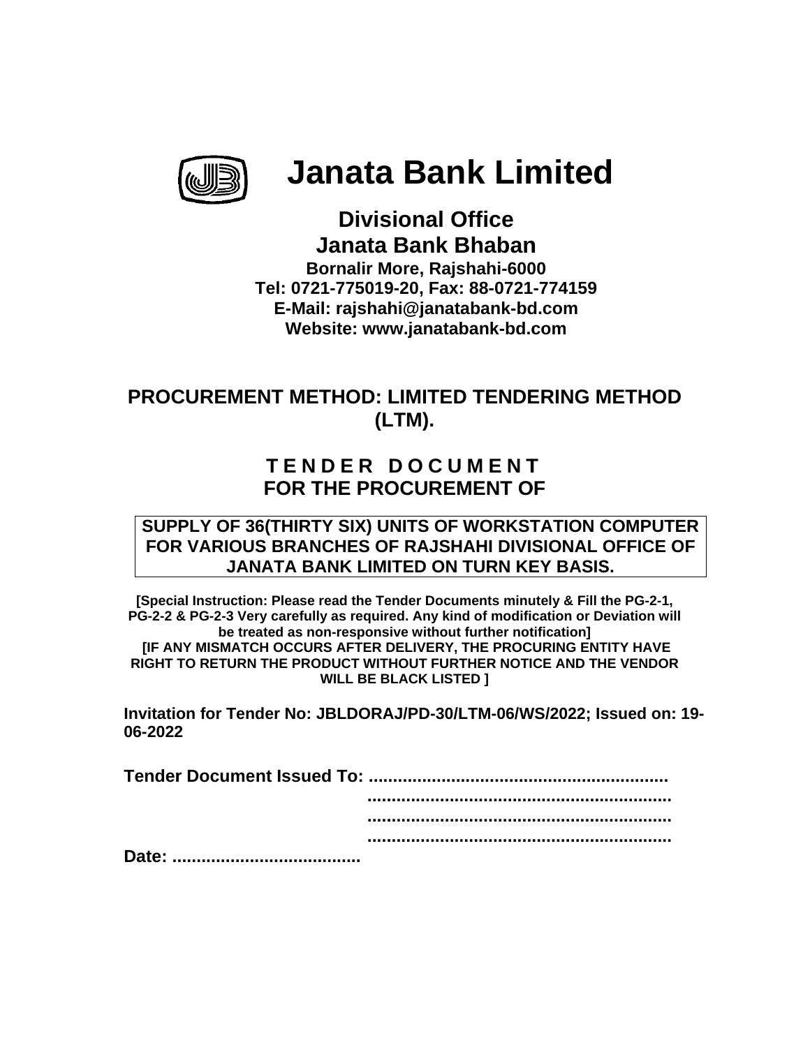# Janata Bank Limited

## Divisional Office
## Janata Bank Bhaban

**Bornalir More, Rajshahi-6000**
**Tel: 0721-775019-20, Fax: 88-0721-774159**
**E-Mail: rajshahi@janatabank-bd.com**
**Website: www.janatabank-bd.com**

## PROCUREMENT METHOD: LIMITED TENDERING METHOD (LTM).

## T E N D E R D O C U M E N T
## FOR THE PROCUREMENT OF

**SUPPLY OF 36(THIRTY SIX) UNITS OF WORKSTATION COMPUTER FOR VARIOUS BRANCHES OF RAJSHAHI DIVISIONAL OFFICE OF JANATA BANK LIMITED ON TURN KEY BASIS.**

**[Special Instruction: Please read the Tender Documents minutely & Fill the PG-2-1, PG-2-2 & PG-2-3 Very carefully as required. Any kind of modification or Deviation will be treated as non-responsive without further notification]**
**[IF ANY MISMATCH OCCURS AFTER DELIVERY, THE PROCURING ENTITY HAVE RIGHT TO RETURN THE PRODUCT WITHOUT FURTHER NOTICE AND THE VENDOR WILL BE BLACK LISTED ]**

**Invitation for Tender No: JBLDORAJ/PD-30/LTM-06/WS/2022; Issued on: 19-06-2022**

**Tender Document Issued To: ...............................................................**
**...............................................................**
**...............................................................**
**...............................................................**
**Date: .......................................**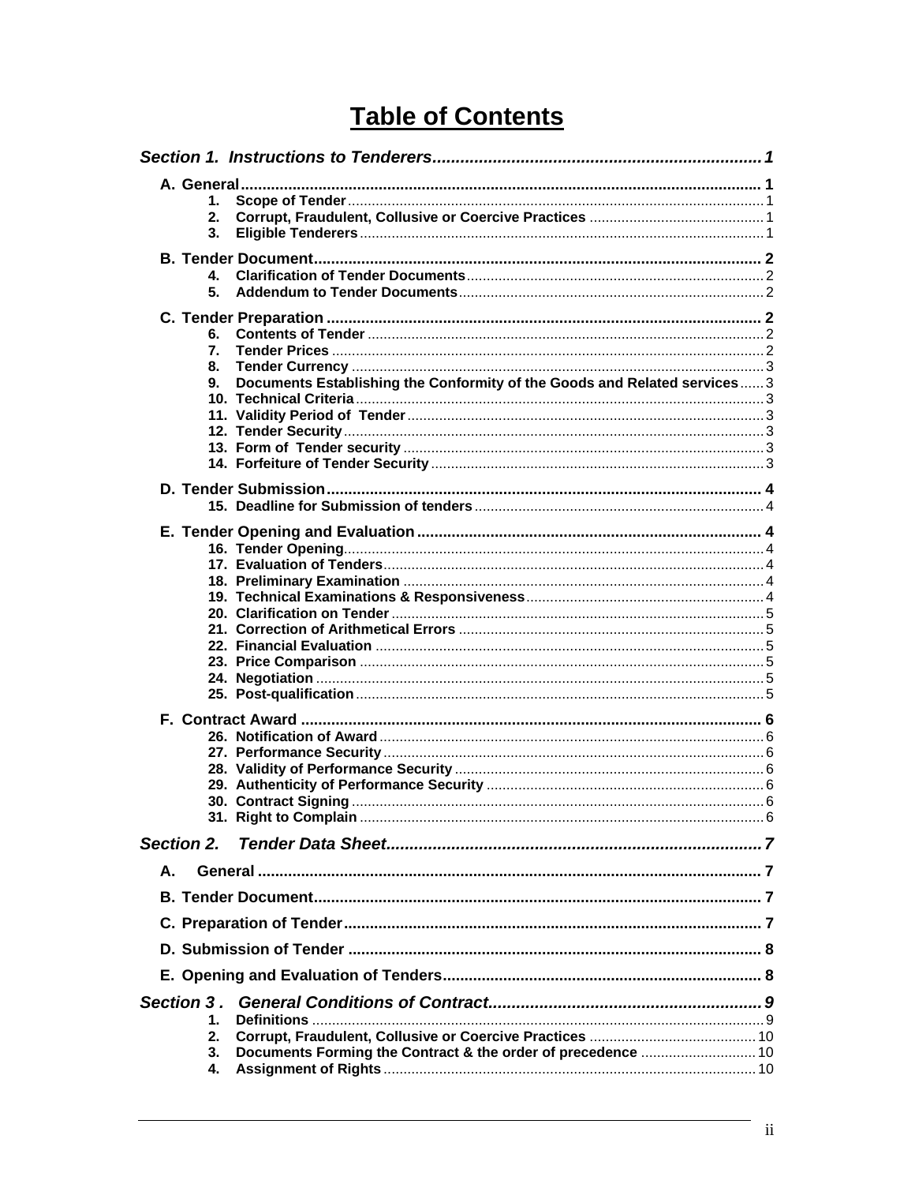# Table of Contents

**Section 1. Instructions to Tenderers** ........ 1

**A. General** ........ 1

1. Scope of Tender ........ 1
2. Corrupt, Fraudulent, Collusive or Coercive Practices ........ 1
3. Eligible Tenderers ........ 1

**B. Tender Document** ........ 2

4. Clarification of Tender Documents ........ 2
5. Addendum to Tender Documents ........ 2

**C. Tender Preparation** ........ 2

6. Contents of Tender ........ 2
7. Tender Prices ........ 2
8. Tender Currency ........ 3
9. Documents Establishing the Conformity of the Goods and Related services ........ 3
10. Technical Criteria ........ 3
11. Validity Period of Tender ........ 3
12. Tender Security ........ 3
13. Form of Tender security ........ 3
14. Forfeiture of Tender Security ........ 3

**D. Tender Submission** ........ 4

15. Deadline for Submission of tenders ........ 4

**E. Tender Opening and Evaluation** ........ 4

16. Tender Opening ........ 4
17. Evaluation of Tenders ........ 4
18. Preliminary Examination ........ 4
19. Technical Examinations & Responsiveness ........ 4
20. Clarification on Tender ........ 5
21. Correction of Arithmetical Errors ........ 5
22. Financial Evaluation ........ 5
23. Price Comparison ........ 5
24. Negotiation ........ 5
25. Post-qualification ........ 5

**F. Contract Award** ........ 6

26. Notification of Award ........ 6
27. Performance Security ........ 6
28. Validity of Performance Security ........ 6
29. Authenticity of Performance Security ........ 6
30. Contract Signing ........ 6
31. Right to Complain ........ 6

**Section 2. Tender Data Sheet** ........ 7

**A. General** ........ 7

**B. Tender Document** ........ 7

**C. Preparation of Tender** ........ 7

**D. Submission of Tender** ........ 8

**E. Opening and Evaluation of Tenders** ........ 8

**Section 3. General Conditions of Contract** ........ 9

1. Definitions ........ 9
2. Corrupt, Fraudulent, Collusive or Coercive Practices ........ 10
3. Documents Forming the Contract & the order of precedence ........ 10
4. Assignment of Rights ........ 10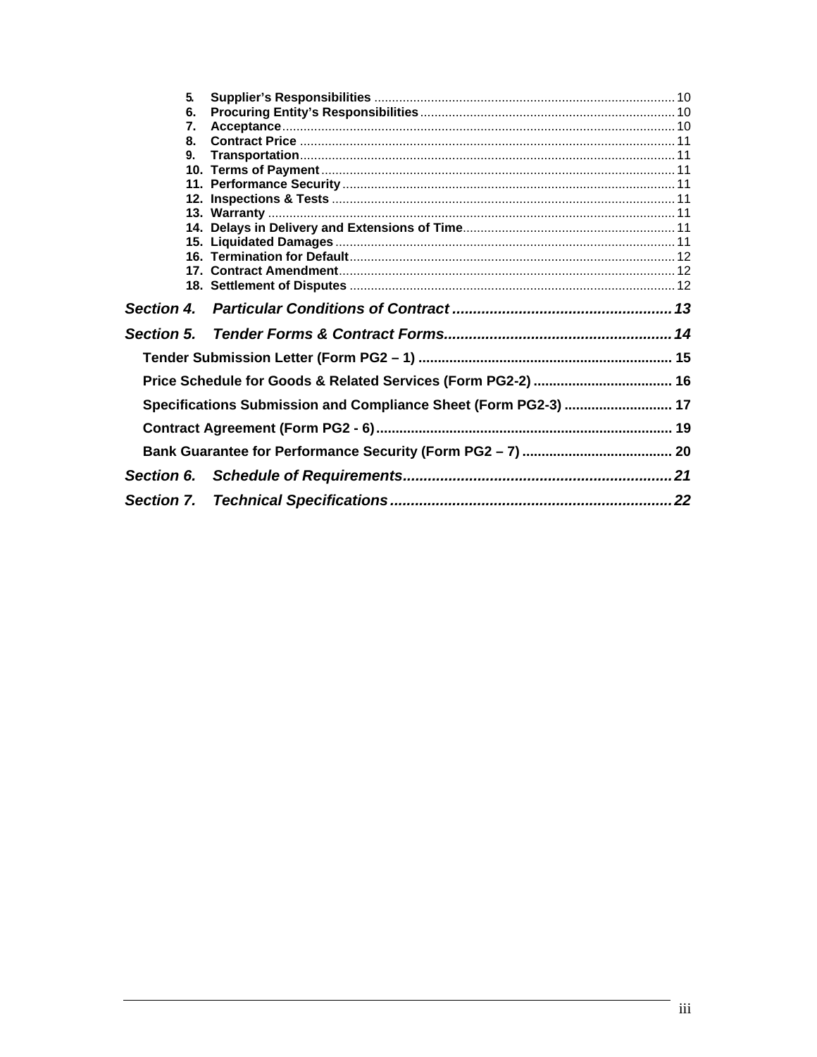5. **Supplier's Responsibilities** ........ 10
6. **Procuring Entity's Responsibilities** ........ 10
7. **Acceptance** ........ 10
8. **Contract Price** ........ 11
9. **Transportation** ........ 11
10. **Terms of Payment** ........ 11
11. **Performance Security** ........ 11
12. **Inspections & Tests** ........ 11
13. **Warranty** ........ 11
14. **Delays in Delivery and Extensions of Time** ........ 11
15. **Liquidated Damages** ........ 11
16. **Termination for Default** ........ 12
17. **Contract Amendment** ........ 12
18. **Settlement of Disputes** ........ 12

***Section 4. Particular Conditions of Contract*** ........ 13

***Section 5. Tender Forms & Contract Forms*** ........ 14

**Tender Submission Letter (Form PG2 – 1)** ........ 15

**Price Schedule for Goods & Related Services (Form PG2-2)** ........ 16

**Specifications Submission and Compliance Sheet (Form PG2-3)** ........ 17

**Contract Agreement (Form PG2 - 6)** ........ 19

**Bank Guarantee for Performance Security (Form PG2 – 7)** ........ 20

***Section 6. Schedule of Requirements*** ........ 21

***Section 7. Technical Specifications*** ........ 22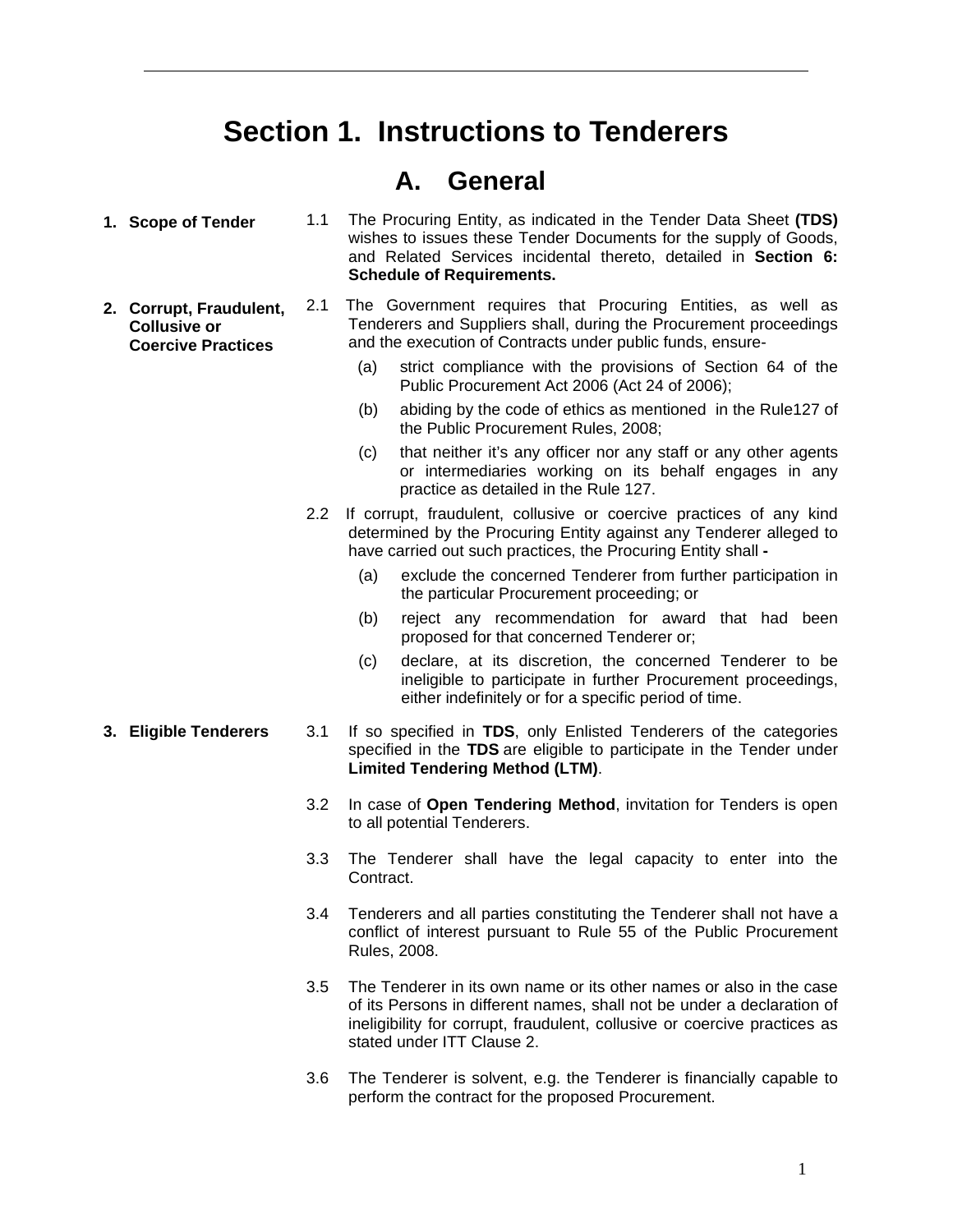# Section 1. Instructions to Tenderers

## A. General

**1. Scope of Tender**

1.1 The Procuring Entity, as indicated in the Tender Data Sheet **(TDS)** wishes to issues these Tender Documents for the supply of Goods, and Related Services incidental thereto, detailed in **Section 6: Schedule of Requirements.**

**2. Corrupt, Fraudulent, Collusive or Coercive Practices**

2.1 The Government requires that Procuring Entities, as well as Tenderers and Suppliers shall, during the Procurement proceedings and the execution of Contracts under public funds, ensure-

(a) strict compliance with the provisions of Section 64 of the Public Procurement Act 2006 (Act 24 of 2006);

(b) abiding by the code of ethics as mentioned in the Rule127 of the Public Procurement Rules, 2008;

(c) that neither it's any officer nor any staff or any other agents or intermediaries working on its behalf engages in any practice as detailed in the Rule 127.

2.2 If corrupt, fraudulent, collusive or coercive practices of any kind determined by the Procuring Entity against any Tenderer alleged to have carried out such practices, the Procuring Entity shall **-**

(a) exclude the concerned Tenderer from further participation in the particular Procurement proceeding; or

(b) reject any recommendation for award that had been proposed for that concerned Tenderer or;

(c) declare, at its discretion, the concerned Tenderer to be ineligible to participate in further Procurement proceedings, either indefinitely or for a specific period of time.

**3. Eligible Tenderers**

3.1 If so specified in **TDS**, only Enlisted Tenderers of the categories specified in the **TDS** are eligible to participate in the Tender under **Limited Tendering Method (LTM)**.

3.2 In case of **Open Tendering Method**, invitation for Tenders is open to all potential Tenderers.

3.3 The Tenderer shall have the legal capacity to enter into the Contract.

3.4 Tenderers and all parties constituting the Tenderer shall not have a conflict of interest pursuant to Rule 55 of the Public Procurement Rules, 2008.

3.5 The Tenderer in its own name or its other names or also in the case of its Persons in different names, shall not be under a declaration of ineligibility for corrupt, fraudulent, collusive or coercive practices as stated under ITT Clause 2.

3.6 The Tenderer is solvent, e.g. the Tenderer is financially capable to perform the contract for the proposed Procurement.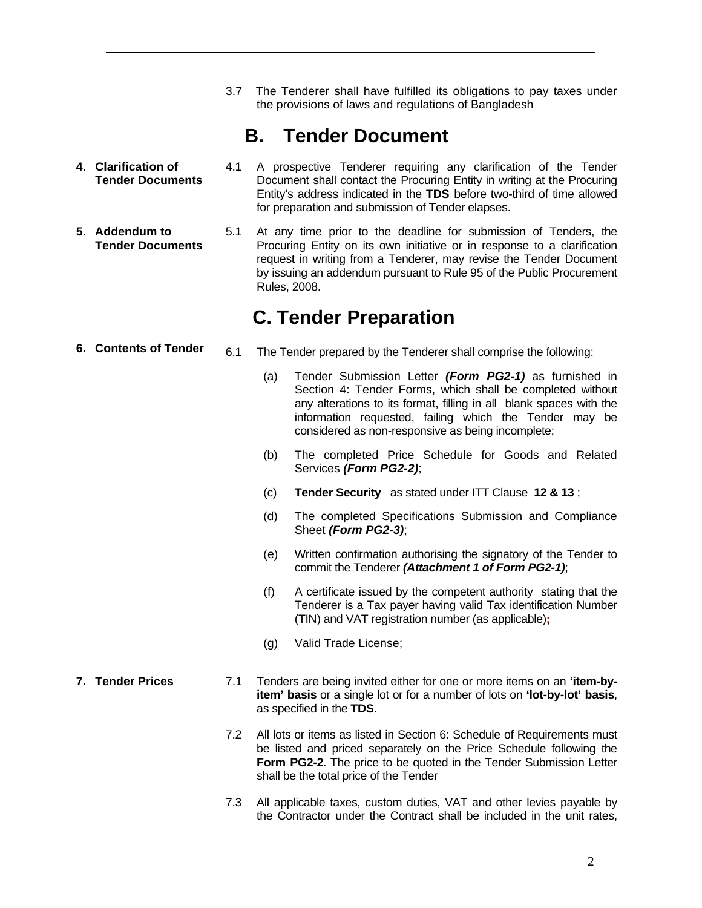3.7 The Tenderer shall have fulfilled its obligations to pay taxes under the provisions of laws and regulations of Bangladesh

## B. Tender Document

**4. Clarification of Tender Documents**

4.1 A prospective Tenderer requiring any clarification of the Tender Document shall contact the Procuring Entity in writing at the Procuring Entity's address indicated in the **TDS** before two-third of time allowed for preparation and submission of Tender elapses.

**5. Addendum to Tender Documents**

5.1 At any time prior to the deadline for submission of Tenders, the Procuring Entity on its own initiative or in response to a clarification request in writing from a Tenderer, may revise the Tender Document by issuing an addendum pursuant to Rule 95 of the Public Procurement Rules, 2008.

## C. Tender Preparation

**6. Contents of Tender**

6.1 The Tender prepared by the Tenderer shall comprise the following:

(a) Tender Submission Letter ***(Form PG2-1)*** as furnished in Section 4: Tender Forms, which shall be completed without any alterations to its format, filling in all blank spaces with the information requested, failing which the Tender may be considered as non-responsive as being incomplete;

(b) The completed Price Schedule for Goods and Related Services ***(Form PG2-2)***;

(c) **Tender Security** as stated under ITT Clause **12 & 13** ;

(d) The completed Specifications Submission and Compliance Sheet ***(Form PG2-3)***;

(e) Written confirmation authorising the signatory of the Tender to commit the Tenderer ***(Attachment 1 of Form PG2-1)***;

(f) A certificate issued by the competent authority stating that the Tenderer is a Tax payer having valid Tax identification Number (TIN) and VAT registration number (as applicable)**;**

(g) Valid Trade License;

**7. Tender Prices**

7.1 Tenders are being invited either for one or more items on an **'item-by-item' basis** or a single lot or for a number of lots on **'lot-by-lot' basis**, as specified in the **TDS**.

7.2 All lots or items as listed in Section 6: Schedule of Requirements must be listed and priced separately on the Price Schedule following the **Form PG2-2**. The price to be quoted in the Tender Submission Letter shall be the total price of the Tender

7.3 All applicable taxes, custom duties, VAT and other levies payable by the Contractor under the Contract shall be included in the unit rates,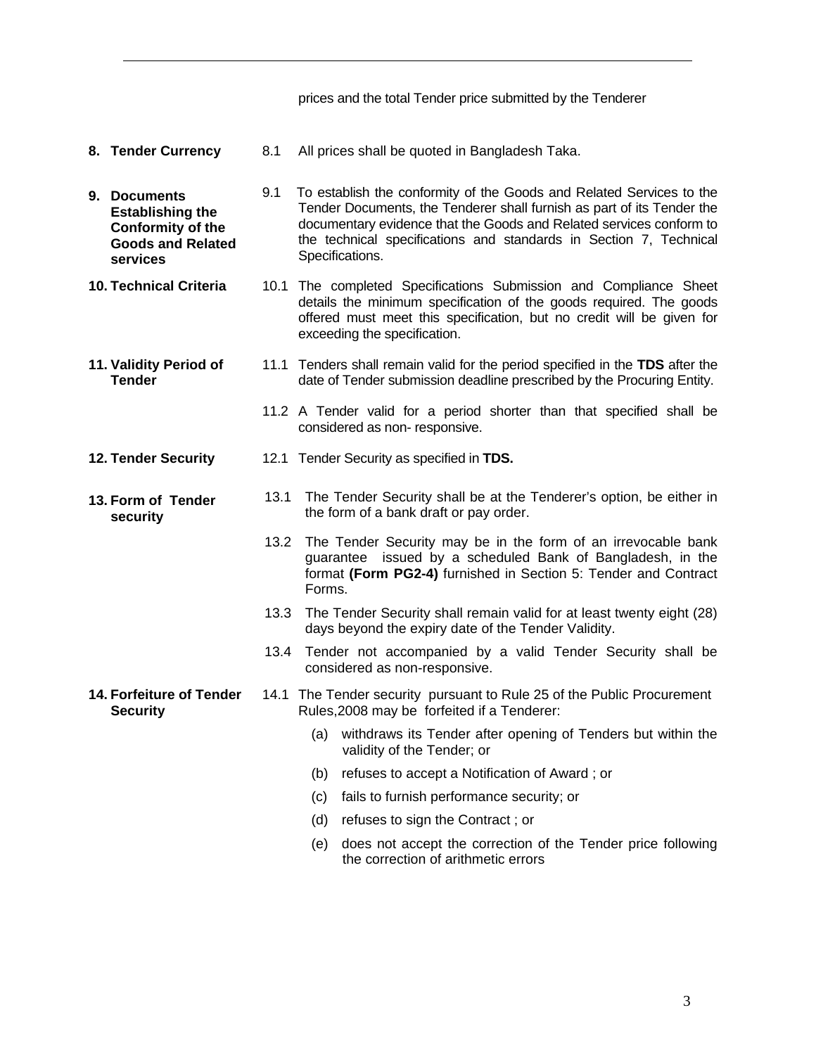prices and the total Tender price submitted by the Tenderer

| | | |
|---|---|---|
| **8. Tender Currency** | 8.1 | All prices shall be quoted in Bangladesh Taka. |
| **9. Documents Establishing the Conformity of the Goods and Related services** | 9.1 | To establish the conformity of the Goods and Related Services to the Tender Documents, the Tenderer shall furnish as part of its Tender the documentary evidence that the Goods and Related services conform to the technical specifications and standards in Section 7, Technical Specifications. |
| **10. Technical Criteria** | 10.1 | The completed Specifications Submission and Compliance Sheet details the minimum specification of the goods required. The goods offered must meet this specification, but no credit will be given for exceeding the specification. |
| **11. Validity Period of Tender** | 11.1 | Tenders shall remain valid for the period specified in the **TDS** after the date of Tender submission deadline prescribed by the Procuring Entity. |
| | 11.2 | A Tender valid for a period shorter than that specified shall be considered as non- responsive. |
| **12. Tender Security** | 12.1 | Tender Security as specified in **TDS.** |
| **13. Form of Tender security** | 13.1 | The Tender Security shall be at the Tenderer's option, be either in the form of a bank draft or pay order. |
| | 13.2 | The Tender Security may be in the form of an irrevocable bank guarantee issued by a scheduled Bank of Bangladesh, in the format **(Form PG2-4)** furnished in Section 5: Tender and Contract Forms. |
| | 13.3 | The Tender Security shall remain valid for at least twenty eight (28) days beyond the expiry date of the Tender Validity. |
| | 13.4 | Tender not accompanied by a valid Tender Security shall be considered as non-responsive. |
| **14. Forfeiture of Tender Security** | 14.1 | The Tender security pursuant to Rule 25 of the Public Procurement Rules,2008 may be forfeited if a Tenderer:<br>(a) withdraws its Tender after opening of Tenders but within the validity of the Tender; or<br>(b) refuses to accept a Notification of Award ; or<br>(c) fails to furnish performance security; or<br>(d) refuses to sign the Contract ; or<br>(e) does not accept the correction of the Tender price following the correction of arithmetic errors |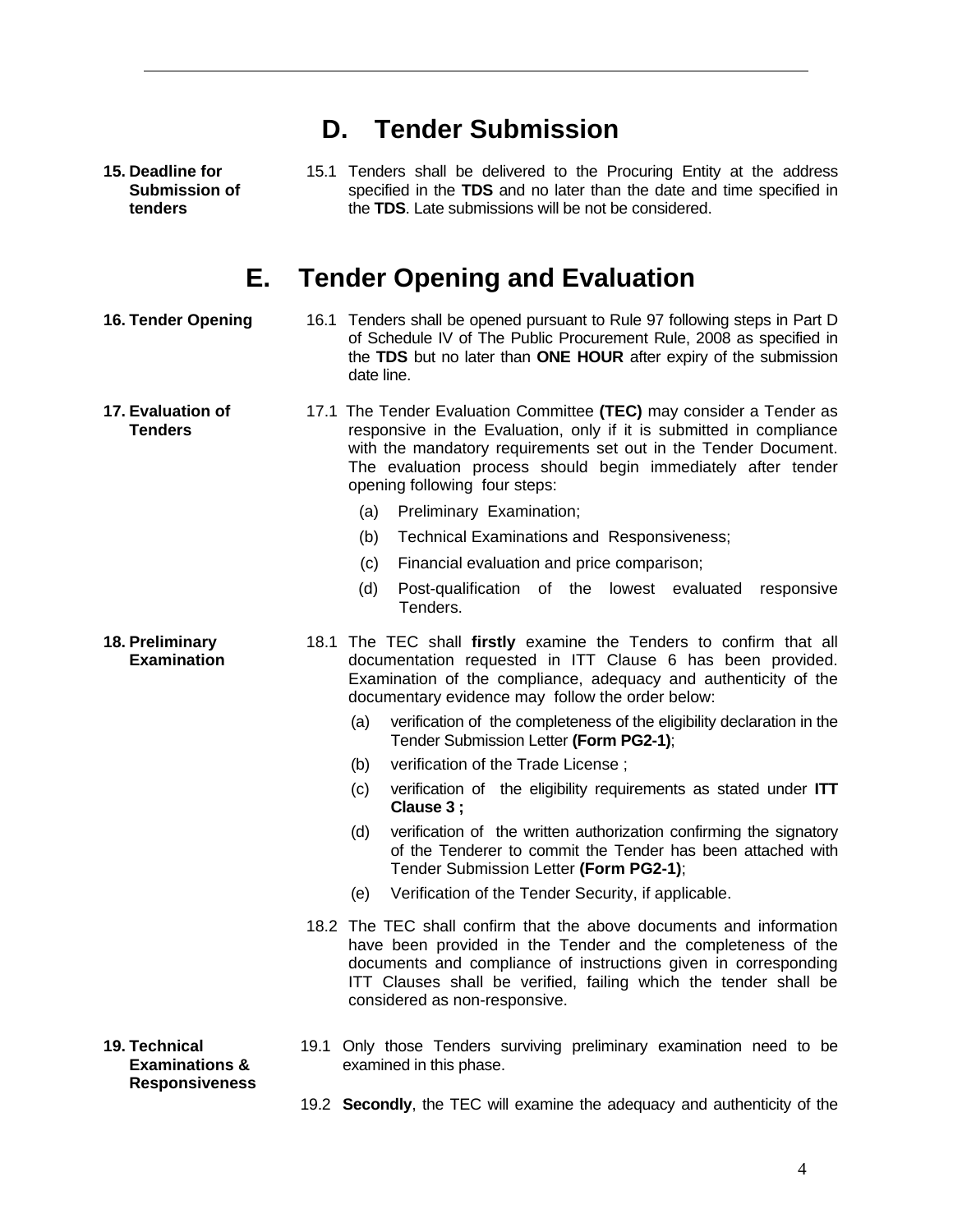## D. Tender Submission

**15. Deadline for Submission of tenders**

15.1 Tenders shall be delivered to the Procuring Entity at the address specified in the **TDS** and no later than the date and time specified in the **TDS**. Late submissions will be not be considered.

## E. Tender Opening and Evaluation

**16. Tender Opening**

16.1 Tenders shall be opened pursuant to Rule 97 following steps in Part D of Schedule IV of The Public Procurement Rule, 2008 as specified in the **TDS** but no later than **ONE HOUR** after expiry of the submission date line.

**17. Evaluation of Tenders**

17.1 The Tender Evaluation Committee **(TEC)** may consider a Tender as responsive in the Evaluation, only if it is submitted in compliance with the mandatory requirements set out in the Tender Document. The evaluation process should begin immediately after tender opening following four steps:

(a) Preliminary Examination;

(b) Technical Examinations and Responsiveness;

(c) Financial evaluation and price comparison;

(d) Post-qualification of the lowest evaluated responsive Tenders.

**18. Preliminary Examination**

18.1 The TEC shall **firstly** examine the Tenders to confirm that all documentation requested in ITT Clause 6 has been provided. Examination of the compliance, adequacy and authenticity of the documentary evidence may follow the order below:

(a) verification of the completeness of the eligibility declaration in the Tender Submission Letter **(Form PG2-1)**;

(b) verification of the Trade License ;

(c) verification of the eligibility requirements as stated under **ITT Clause 3 ;**

(d) verification of the written authorization confirming the signatory of the Tenderer to commit the Tender has been attached with Tender Submission Letter **(Form PG2-1)**;

(e) Verification of the Tender Security, if applicable.

18.2 The TEC shall confirm that the above documents and information have been provided in the Tender and the completeness of the documents and compliance of instructions given in corresponding ITT Clauses shall be verified, failing which the tender shall be considered as non-responsive.

**19. Technical Examinations & Responsiveness**

19.1 Only those Tenders surviving preliminary examination need to be examined in this phase.

19.2 **Secondly**, the TEC will examine the adequacy and authenticity of the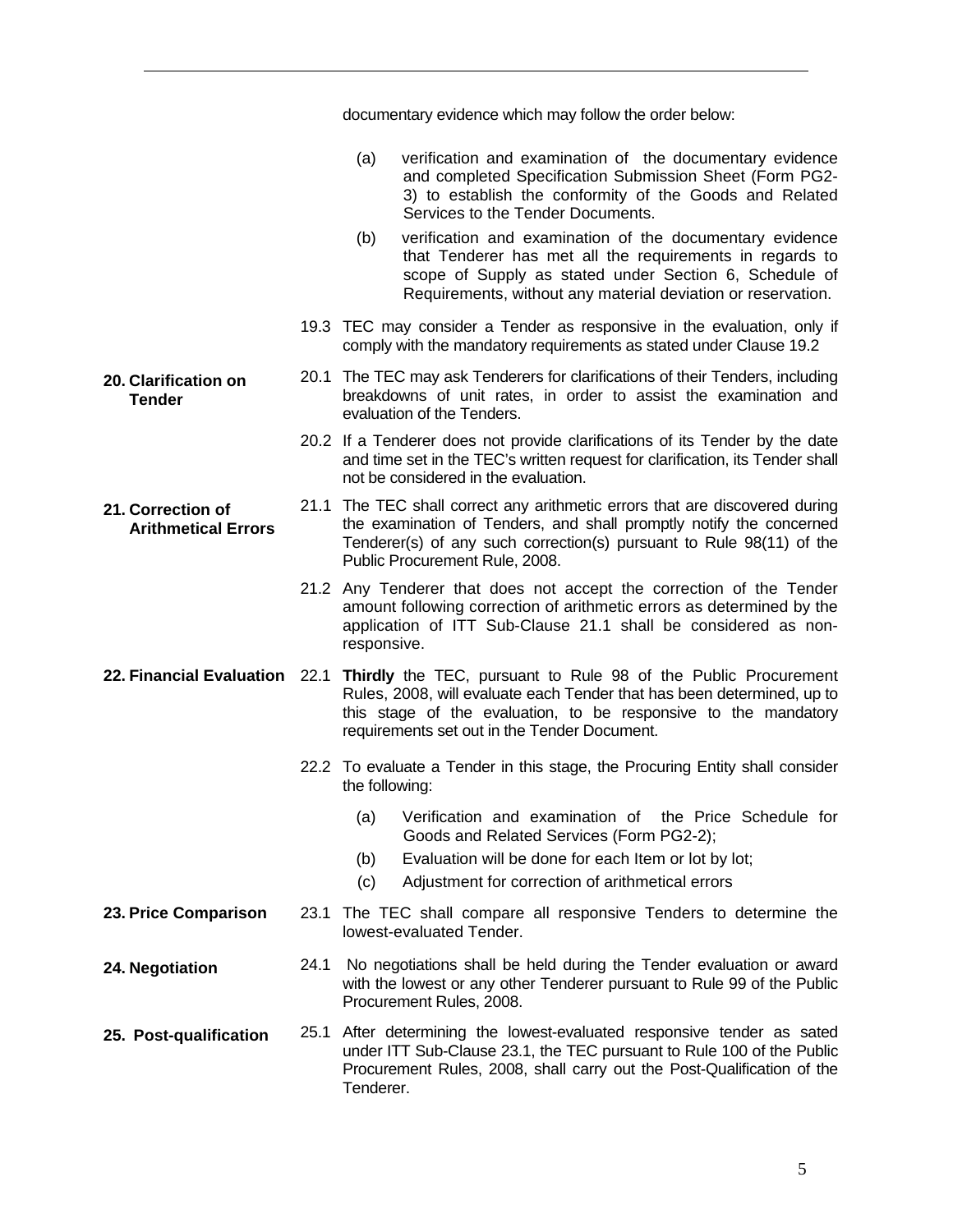documentary evidence which may follow the order below:

(a) verification and examination of the documentary evidence and completed Specification Submission Sheet (Form PG2-3) to establish the conformity of the Goods and Related Services to the Tender Documents.

(b) verification and examination of the documentary evidence that Tenderer has met all the requirements in regards to scope of Supply as stated under Section 6, Schedule of Requirements, without any material deviation or reservation.

19.3 TEC may consider a Tender as responsive in the evaluation, only if comply with the mandatory requirements as stated under Clause 19.2

**20. Clarification on Tender**

20.1 The TEC may ask Tenderers for clarifications of their Tenders, including breakdowns of unit rates, in order to assist the examination and evaluation of the Tenders.

20.2 If a Tenderer does not provide clarifications of its Tender by the date and time set in the TEC's written request for clarification, its Tender shall not be considered in the evaluation.

**21. Correction of Arithmetical Errors**

21.1 The TEC shall correct any arithmetic errors that are discovered during the examination of Tenders, and shall promptly notify the concerned Tenderer(s) of any such correction(s) pursuant to Rule 98(11) of the Public Procurement Rule, 2008.

21.2 Any Tenderer that does not accept the correction of the Tender amount following correction of arithmetic errors as determined by the application of ITT Sub-Clause 21.1 shall be considered as non-responsive.

**22. Financial Evaluation**

22.1 **Thirdly** the TEC, pursuant to Rule 98 of the Public Procurement Rules, 2008, will evaluate each Tender that has been determined, up to this stage of the evaluation, to be responsive to the mandatory requirements set out in the Tender Document.

22.2 To evaluate a Tender in this stage, the Procuring Entity shall consider the following:

(a) Verification and examination of the Price Schedule for Goods and Related Services (Form PG2-2);

(b) Evaluation will be done for each Item or lot by lot;

(c) Adjustment for correction of arithmetical errors

**23. Price Comparison**

23.1 The TEC shall compare all responsive Tenders to determine the lowest-evaluated Tender.

**24. Negotiation**

24.1 No negotiations shall be held during the Tender evaluation or award with the lowest or any other Tenderer pursuant to Rule 99 of the Public Procurement Rules, 2008.

**25. Post-qualification**

25.1 After determining the lowest-evaluated responsive tender as sated under ITT Sub-Clause 23.1, the TEC pursuant to Rule 100 of the Public Procurement Rules, 2008, shall carry out the Post-Qualification of the Tenderer.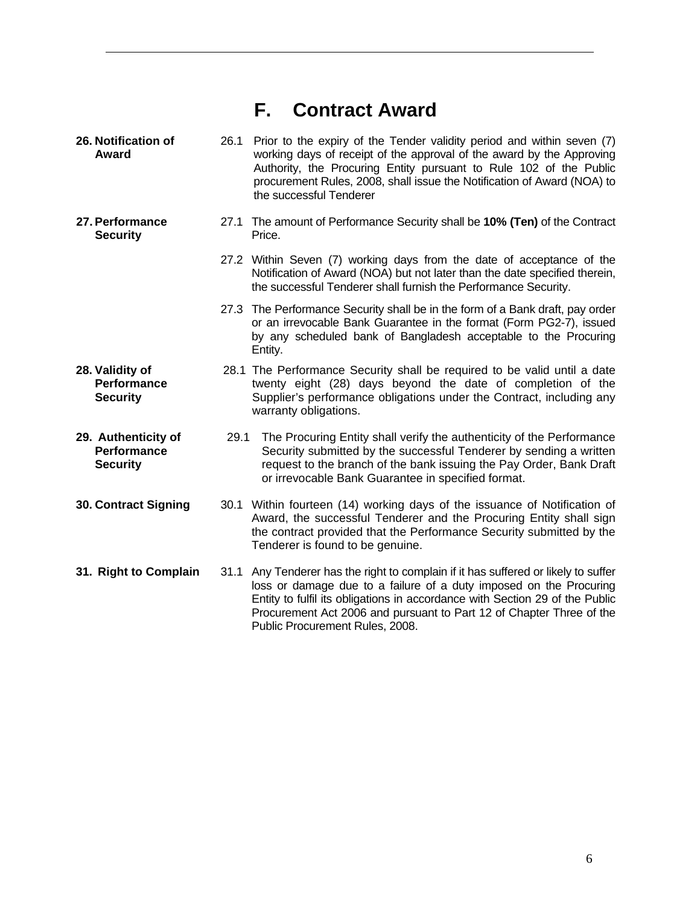# F. Contract Award

| | |
|---|---|
| **26. Notification of Award** | 26.1 Prior to the expiry of the Tender validity period and within seven (7) working days of receipt of the approval of the award by the Approving Authority, the Procuring Entity pursuant to Rule 102 of the Public procurement Rules, 2008, shall issue the Notification of Award (NOA) to the successful Tenderer |
| **27. Performance Security** | 27.1 The amount of Performance Security shall be **10% (Ten)** of the Contract Price. |
| | 27.2 Within Seven (7) working days from the date of acceptance of the Notification of Award (NOA) but not later than the date specified therein, the successful Tenderer shall furnish the Performance Security. |
| | 27.3 The Performance Security shall be in the form of a Bank draft, pay order or an irrevocable Bank Guarantee in the format (Form PG2-7), issued by any scheduled bank of Bangladesh acceptable to the Procuring Entity. |
| **28. Validity of Performance Security** | 28.1 The Performance Security shall be required to be valid until a date twenty eight (28) days beyond the date of completion of the Supplier's performance obligations under the Contract, including any warranty obligations. |
| **29. Authenticity of Performance Security** | 29.1 The Procuring Entity shall verify the authenticity of the Performance Security submitted by the successful Tenderer by sending a written request to the branch of the bank issuing the Pay Order, Bank Draft or irrevocable Bank Guarantee in specified format. |
| **30. Contract Signing** | 30.1 Within fourteen (14) working days of the issuance of Notification of Award, the successful Tenderer and the Procuring Entity shall sign the contract provided that the Performance Security submitted by the Tenderer is found to be genuine. |
| **31. Right to Complain** | 31.1 Any Tenderer has the right to complain if it has suffered or likely to suffer loss or damage due to a failure of a duty imposed on the Procuring Entity to fulfil its obligations in accordance with Section 29 of the Public Procurement Act 2006 and pursuant to Part 12 of Chapter Three of the Public Procurement Rules, 2008. |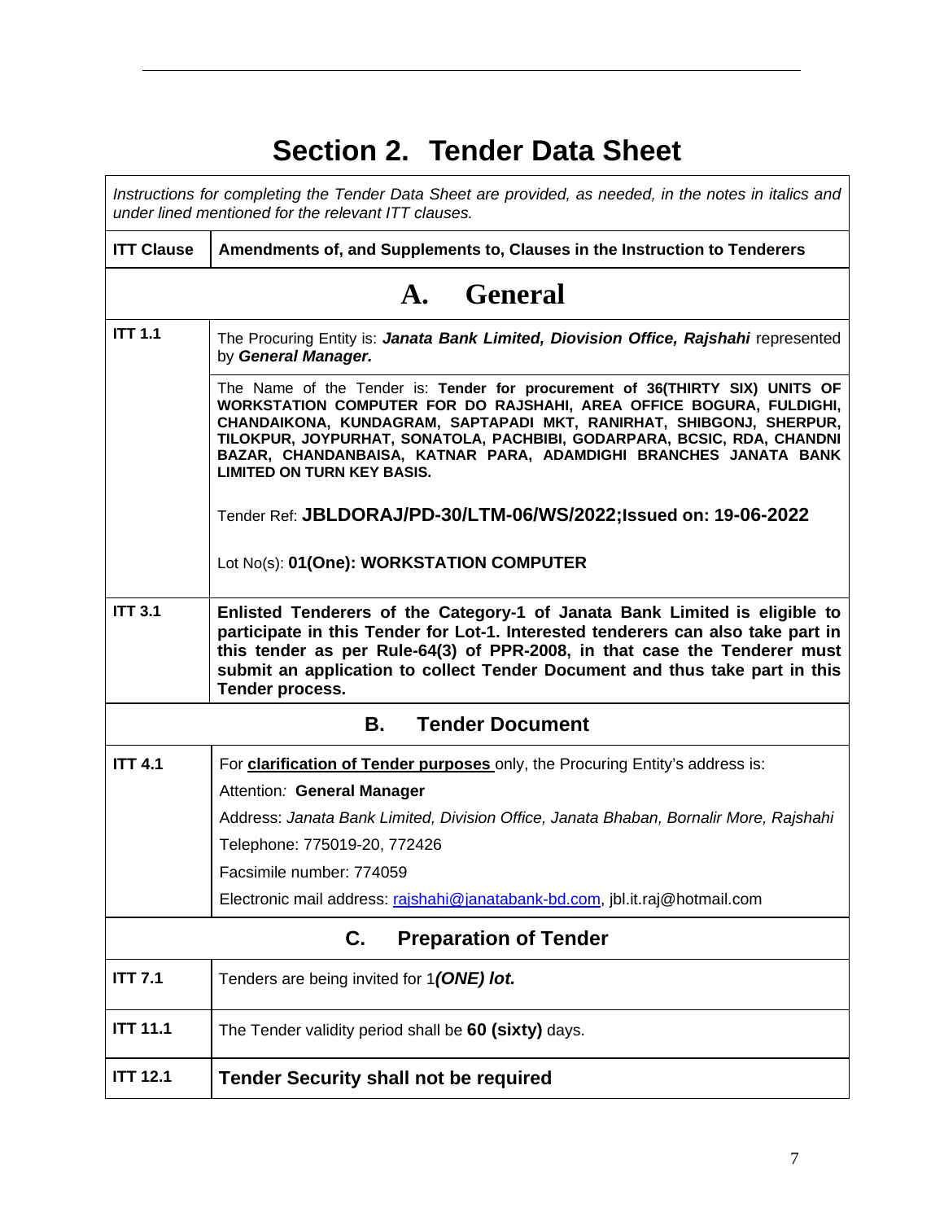# Section 2. Tender Data Sheet

| *Instructions for completing the Tender Data Sheet are provided, as needed, in the notes in italics and under lined mentioned for the relevant ITT clauses.* | |
|---|---|
| **ITT Clause** | **Amendments of, and Supplements to, Clauses in the Instruction to Tenderers** |
| **A. General** | |
| **ITT 1.1** | The Procuring Entity is: ***Janata Bank Limited, Diovision Office, Rajshahi*** represented by ***General Manager.*** |
| | The Name of the Tender is: **Tender for procurement of 36(THIRTY SIX) UNITS OF WORKSTATION COMPUTER FOR DO RAJSHAHI, AREA OFFICE BOGURA, FULDIGHI, CHANDAIKONA, KUNDAGRAM, SAPTAPADI MKT, RANIRHAT, SHIBGONJ, SHERPUR, TILOKPUR, JOYPURHAT, SONATOLA, PACHBIBI, GODARPARA, BCSIC, RDA, CHANDNI BAZAR, CHANDANBAISA, KATNAR PARA, ADAMDIGHI BRANCHES JANATA BANK LIMITED ON TURN KEY BASIS.**<br><br>Tender Ref: **JBLDORAJ/PD-30/LTM-06/WS/2022;Issued on: 19-06-2022**<br><br>Lot No(s): **01(One): WORKSTATION COMPUTER** |
| **ITT 3.1** | **Enlisted Tenderers of the Category-1 of Janata Bank Limited is eligible to participate in this Tender for Lot-1. Interested tenderers can also take part in this tender as per Rule-64(3) of PPR-2008, in that case the Tenderer must submit an application to collect Tender Document and thus take part in this Tender process.** |
| **B. Tender Document** | |
| **ITT 4.1** | For <u>**clarification of Tender purposes**</u> only, the Procuring Entity's address is:<br>Attention*:* **General Manager**<br>Address: *Janata Bank Limited, Division Office, Janata Bhaban, Bornalir More, Rajshahi*<br>Telephone: 775019-20, 772426<br>Facsimile number: 774059<br>Electronic mail address: rajshahi@janatabank-bd.com, jbl.it.raj@hotmail.com |
| **C. Preparation of Tender** | |
| **ITT 7.1** | Tenders are being invited for 1***(ONE) lot.*** |
| **ITT 11.1** | The Tender validity period shall be **60 (sixty)** days. |
| **ITT 12.1** | **Tender Security shall not be required** |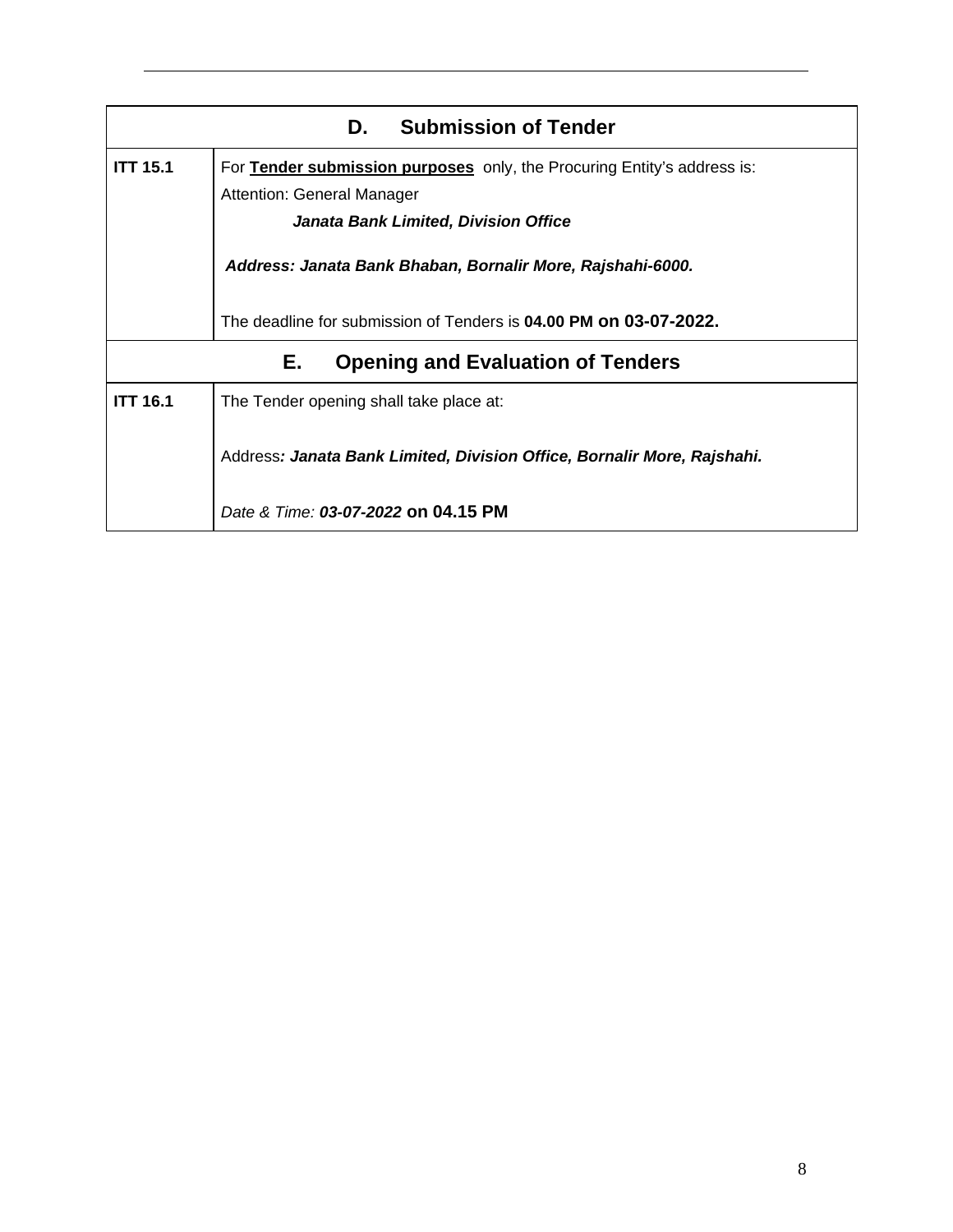| D. Submission of Tender | |
|---|---|
| **ITT 15.1** | For **<u>Tender submission purposes</u>** only, the Procuring Entity's address is:<br>Attention: General Manager<br>***Janata Bank Limited, Division Office***<br>***Address: Janata Bank Bhaban, Bornalir More, Rajshahi-6000.***<br><br>The deadline for submission of Tenders is **04.00 PM on 03-07-2022.** |
| **E. Opening and Evaluation of Tenders** | |
| **ITT 16.1** | The Tender opening shall take place at:<br><br>Address***: Janata Bank Limited, Division Office, Bornalir More, Rajshahi.***<br><br>*Date & Time:* ***03-07-2022*** **on 04.15 PM** |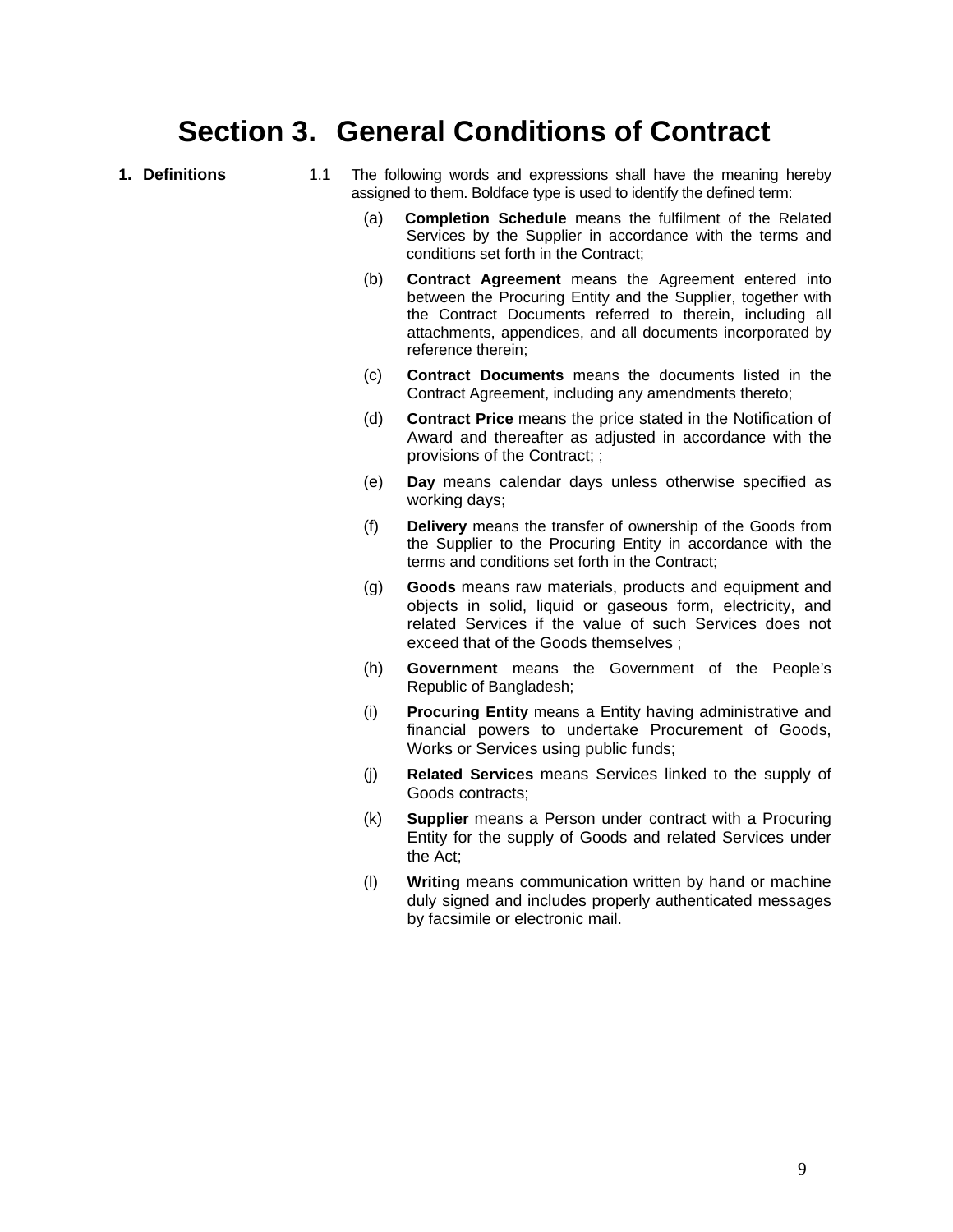# Section 3. General Conditions of Contract

**1. Definitions**

1.1 The following words and expressions shall have the meaning hereby assigned to them. Boldface type is used to identify the defined term:

(a) **Completion Schedule** means the fulfilment of the Related Services by the Supplier in accordance with the terms and conditions set forth in the Contract;

(b) **Contract Agreement** means the Agreement entered into between the Procuring Entity and the Supplier, together with the Contract Documents referred to therein, including all attachments, appendices, and all documents incorporated by reference therein;

(c) **Contract Documents** means the documents listed in the Contract Agreement, including any amendments thereto;

(d) **Contract Price** means the price stated in the Notification of Award and thereafter as adjusted in accordance with the provisions of the Contract; ;

(e) **Day** means calendar days unless otherwise specified as working days;

(f) **Delivery** means the transfer of ownership of the Goods from the Supplier to the Procuring Entity in accordance with the terms and conditions set forth in the Contract;

(g) **Goods** means raw materials, products and equipment and objects in solid, liquid or gaseous form, electricity, and related Services if the value of such Services does not exceed that of the Goods themselves ;

(h) **Government** means the Government of the People's Republic of Bangladesh;

(i) **Procuring Entity** means a Entity having administrative and financial powers to undertake Procurement of Goods, Works or Services using public funds;

(j) **Related Services** means Services linked to the supply of Goods contracts;

(k) **Supplier** means a Person under contract with a Procuring Entity for the supply of Goods and related Services under the Act;

(l) **Writing** means communication written by hand or machine duly signed and includes properly authenticated messages by facsimile or electronic mail.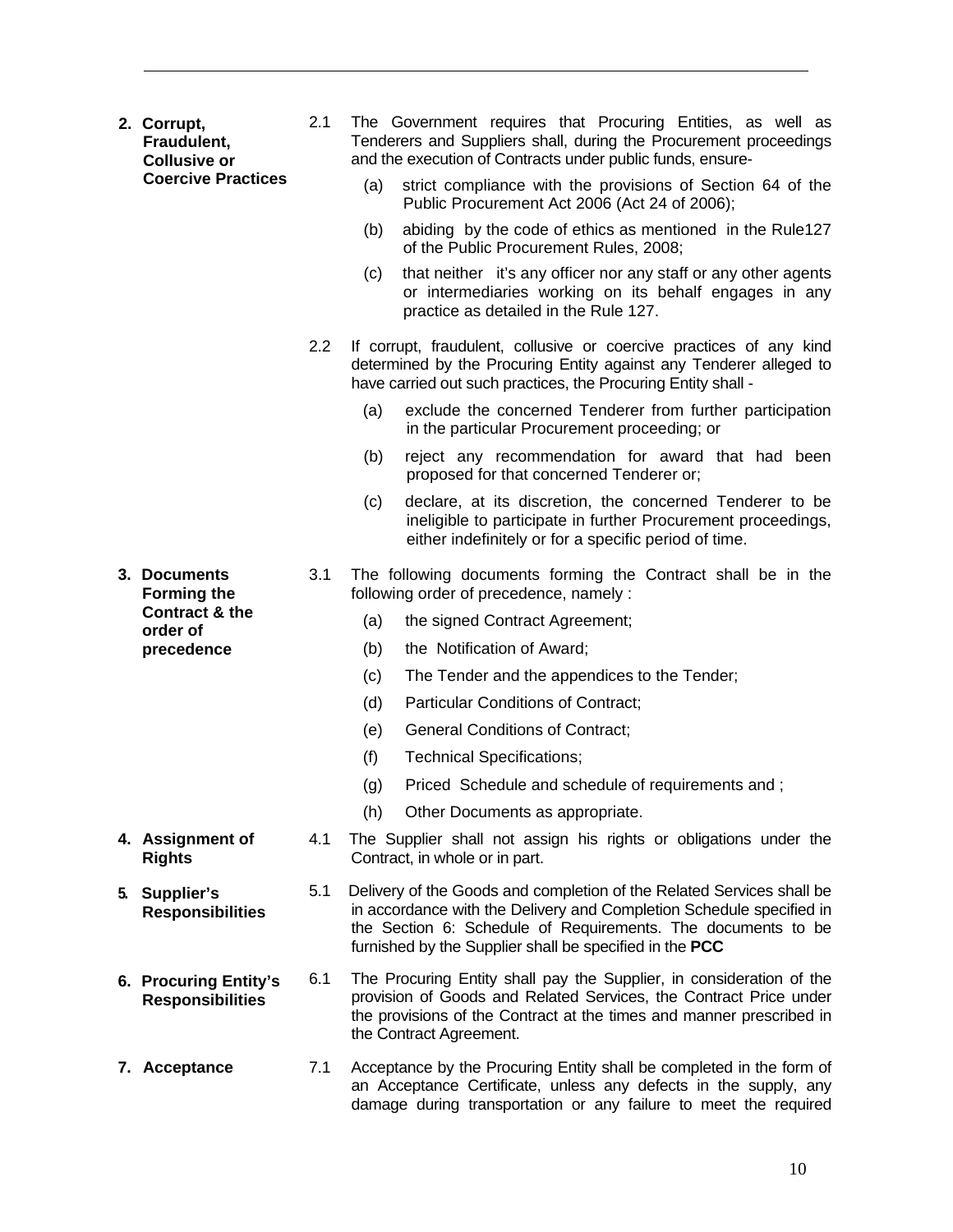**2. Corrupt, Fraudulent, Collusive or Coercive Practices**

2.1 The Government requires that Procuring Entities, as well as Tenderers and Suppliers shall, during the Procurement proceedings and the execution of Contracts under public funds, ensure-

(a) strict compliance with the provisions of Section 64 of the Public Procurement Act 2006 (Act 24 of 2006);

(b) abiding by the code of ethics as mentioned in the Rule127 of the Public Procurement Rules, 2008;

(c) that neither it's any officer nor any staff or any other agents or intermediaries working on its behalf engages in any practice as detailed in the Rule 127.

2.2 If corrupt, fraudulent, collusive or coercive practices of any kind determined by the Procuring Entity against any Tenderer alleged to have carried out such practices, the Procuring Entity shall -

(a) exclude the concerned Tenderer from further participation in the particular Procurement proceeding; or

(b) reject any recommendation for award that had been proposed for that concerned Tenderer or;

(c) declare, at its discretion, the concerned Tenderer to be ineligible to participate in further Procurement proceedings, either indefinitely or for a specific period of time.

**3. Documents Forming the Contract & the order of precedence**

3.1 The following documents forming the Contract shall be in the following order of precedence, namely :

(a) the signed Contract Agreement;

(b) the Notification of Award;

(c) The Tender and the appendices to the Tender;

(d) Particular Conditions of Contract;

(e) General Conditions of Contract;

(f) Technical Specifications;

(g) Priced Schedule and schedule of requirements and ;

(h) Other Documents as appropriate.

**4. Assignment of Rights**

4.1 The Supplier shall not assign his rights or obligations under the Contract, in whole or in part.

**5. Supplier's Responsibilities**

5.1 Delivery of the Goods and completion of the Related Services shall be in accordance with the Delivery and Completion Schedule specified in the Section 6: Schedule of Requirements. The documents to be furnished by the Supplier shall be specified in the **PCC**

**6. Procuring Entity's Responsibilities**

6.1 The Procuring Entity shall pay the Supplier, in consideration of the provision of Goods and Related Services, the Contract Price under the provisions of the Contract at the times and manner prescribed in the Contract Agreement.

**7. Acceptance**

7.1 Acceptance by the Procuring Entity shall be completed in the form of an Acceptance Certificate, unless any defects in the supply, any damage during transportation or any failure to meet the required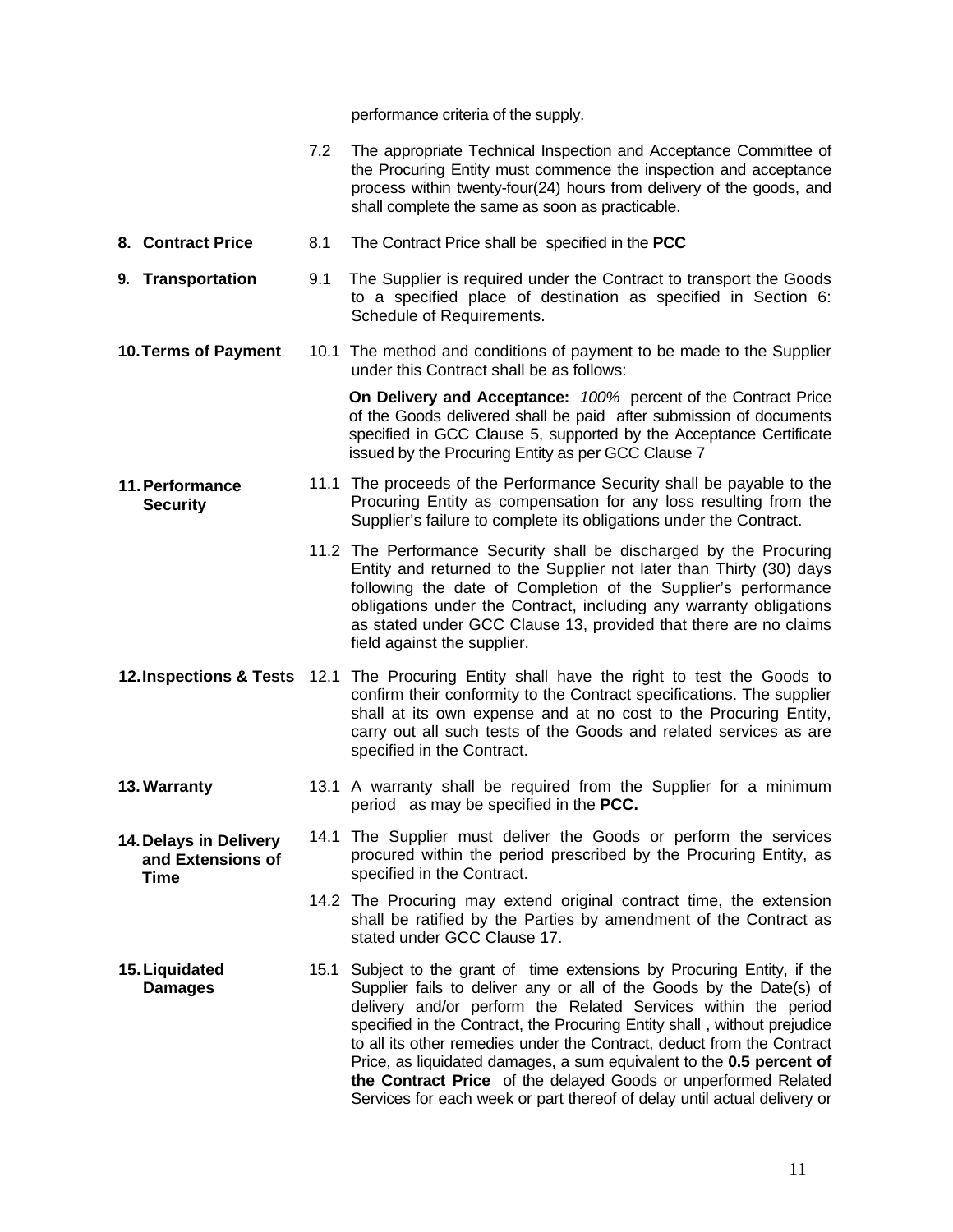performance criteria of the supply.

7.2 The appropriate Technical Inspection and Acceptance Committee of the Procuring Entity must commence the inspection and acceptance process within twenty-four(24) hours from delivery of the goods, and shall complete the same as soon as practicable.

**8. Contract Price**

8.1 The Contract Price shall be specified in the **PCC**

**9. Transportation**

9.1 The Supplier is required under the Contract to transport the Goods to a specified place of destination as specified in Section 6: Schedule of Requirements.

**10. Terms of Payment**

10.1 The method and conditions of payment to be made to the Supplier under this Contract shall be as follows:

**On Delivery and Acceptance:** *100%* percent of the Contract Price of the Goods delivered shall be paid after submission of documents specified in GCC Clause 5, supported by the Acceptance Certificate issued by the Procuring Entity as per GCC Clause 7

**11. Performance Security**

11.1 The proceeds of the Performance Security shall be payable to the Procuring Entity as compensation for any loss resulting from the Supplier's failure to complete its obligations under the Contract.

11.2 The Performance Security shall be discharged by the Procuring Entity and returned to the Supplier not later than Thirty (30) days following the date of Completion of the Supplier's performance obligations under the Contract, including any warranty obligations as stated under GCC Clause 13, provided that there are no claims field against the supplier.

**12. Inspections & Tests**

12.1 The Procuring Entity shall have the right to test the Goods to confirm their conformity to the Contract specifications. The supplier shall at its own expense and at no cost to the Procuring Entity, carry out all such tests of the Goods and related services as are specified in the Contract.

**13. Warranty**

13.1 A warranty shall be required from the Supplier for a minimum period as may be specified in the **PCC.**

**14. Delays in Delivery and Extensions of Time**

14.1 The Supplier must deliver the Goods or perform the services procured within the period prescribed by the Procuring Entity, as specified in the Contract.

14.2 The Procuring may extend original contract time, the extension shall be ratified by the Parties by amendment of the Contract as stated under GCC Clause 17.

**15. Liquidated Damages**

15.1 Subject to the grant of time extensions by Procuring Entity, if the Supplier fails to deliver any or all of the Goods by the Date(s) of delivery and/or perform the Related Services within the period specified in the Contract, the Procuring Entity shall , without prejudice to all its other remedies under the Contract, deduct from the Contract Price, as liquidated damages, a sum equivalent to the **0.5 percent of the Contract Price** of the delayed Goods or unperformed Related Services for each week or part thereof of delay until actual delivery or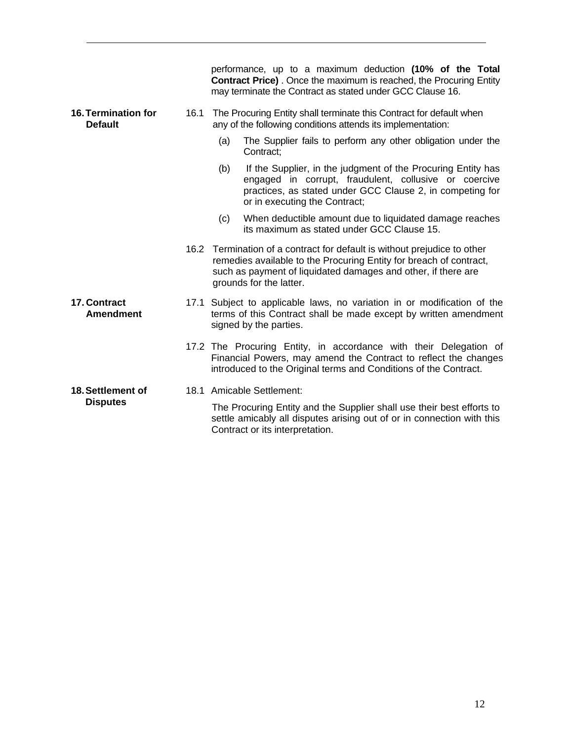performance, up to a maximum deduction **(10% of the Total Contract Price)** . Once the maximum is reached, the Procuring Entity may terminate the Contract as stated under GCC Clause 16.

**16. Termination for Default**

16.1 The Procuring Entity shall terminate this Contract for default when any of the following conditions attends its implementation:

(a) The Supplier fails to perform any other obligation under the Contract;

(b) If the Supplier, in the judgment of the Procuring Entity has engaged in corrupt, fraudulent, collusive or coercive practices, as stated under GCC Clause 2, in competing for or in executing the Contract;

(c) When deductible amount due to liquidated damage reaches its maximum as stated under GCC Clause 15.

16.2 Termination of a contract for default is without prejudice to other remedies available to the Procuring Entity for breach of contract, such as payment of liquidated damages and other, if there are grounds for the latter.

**17. Contract Amendment**

17.1 Subject to applicable laws, no variation in or modification of the terms of this Contract shall be made except by written amendment signed by the parties.

17.2 The Procuring Entity, in accordance with their Delegation of Financial Powers, may amend the Contract to reflect the changes introduced to the Original terms and Conditions of the Contract.

**18. Settlement of Disputes**

18.1 Amicable Settlement:

The Procuring Entity and the Supplier shall use their best efforts to settle amicably all disputes arising out of or in connection with this Contract or its interpretation.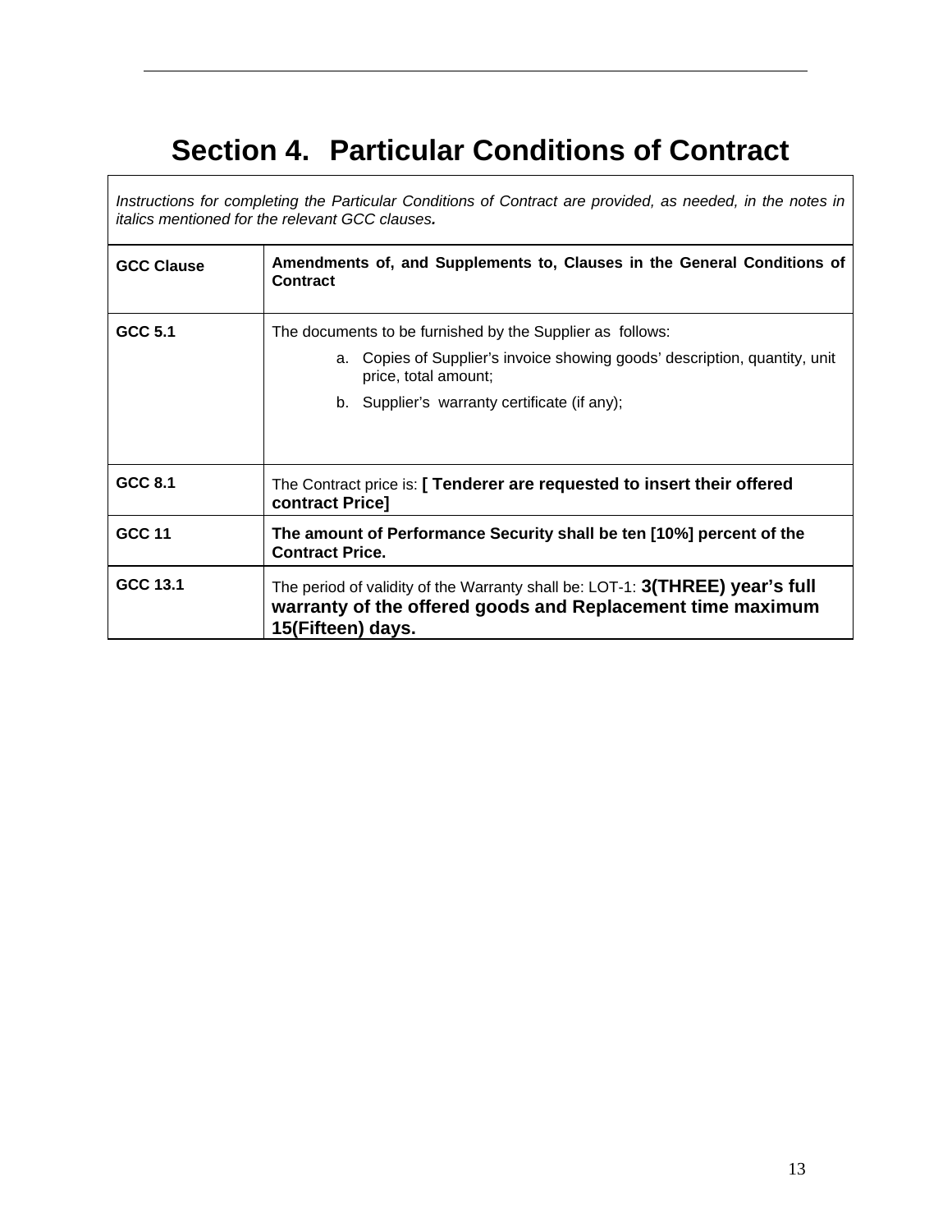# Section 4. Particular Conditions of Contract

*Instructions for completing the Particular Conditions of Contract are provided, as needed, in the notes in italics mentioned for the relevant GCC clauses.*

| **GCC Clause** | **Amendments of, and Supplements to, Clauses in the General Conditions of Contract** |
|---|---|
| **GCC 5.1** | The documents to be furnished by the Supplier as follows:<br>a. Copies of Supplier's invoice showing goods' description, quantity, unit price, total amount;<br>b. Supplier's warranty certificate (if any); |
| **GCC 8.1** | The Contract price is: **[ Tenderer are requested to insert their offered contract Price]** |
| **GCC 11** | **The amount of Performance Security shall be ten [10%] percent of the Contract Price.** |
| **GCC 13.1** | The period of validity of the Warranty shall be: LOT-1: **3(THREE) year's full warranty of the offered goods and Replacement time maximum 15(Fifteen) days.** |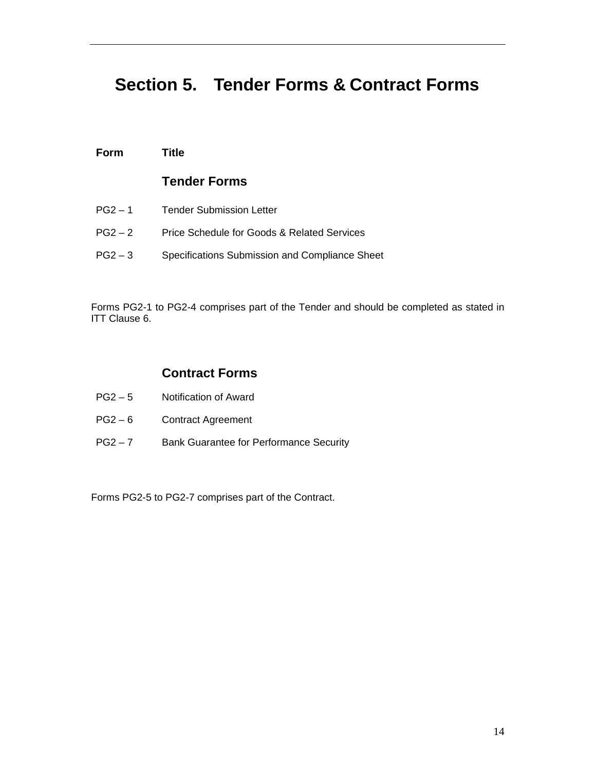# Section 5. Tender Forms & Contract Forms

| Form | Title |
|---|---|
| | **Tender Forms** |
| PG2 – 1 | Tender Submission Letter |
| PG2 – 2 | Price Schedule for Goods & Related Services |
| PG2 – 3 | Specifications Submission and Compliance Sheet |

Forms PG2-1 to PG2-4 comprises part of the Tender and should be completed as stated in ITT Clause 6.

| Form | Title |
|---|---|
| | **Contract Forms** |
| PG2 – 5 | Notification of Award |
| PG2 – 6 | Contract Agreement |
| PG2 – 7 | Bank Guarantee for Performance Security |

Forms PG2-5 to PG2-7 comprises part of the Contract.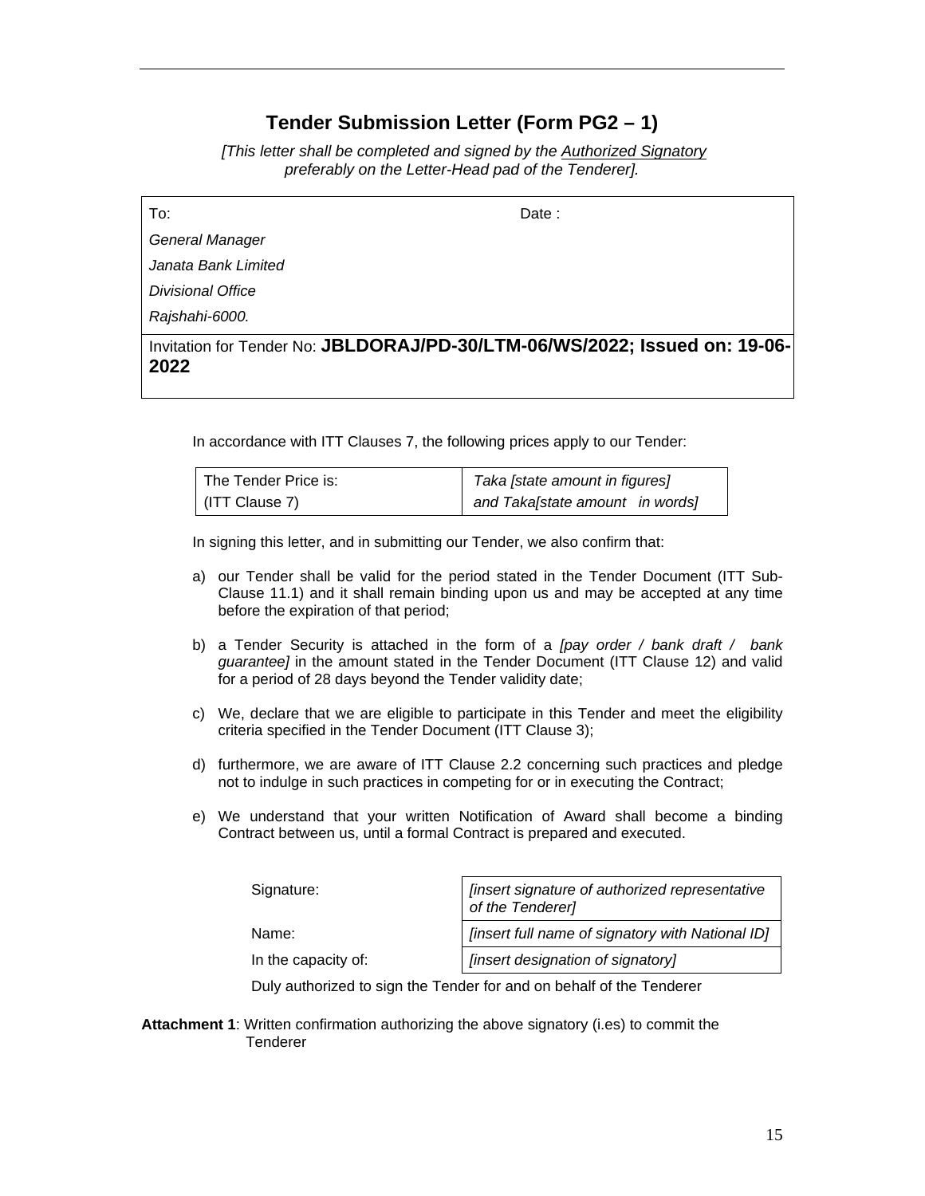# Tender Submission Letter (Form PG2 – 1)

*[This letter shall be completed and signed by the Authorized Signatory preferably on the Letter-Head pad of the Tenderer].*

| To: | Date : |
|---|---|
| *General Manager* | |
| *Janata Bank Limited* | |
| *Divisional Office* | |
| *Rajshahi-6000.* | |
| Invitation for Tender No: **JBLDORAJ/PD-30/LTM-06/WS/2022; Issued on: 19-06-2022** | |

In accordance with ITT Clauses 7, the following prices apply to our Tender:

| The Tender Price is: (ITT Clause 7) | *Taka [state amount in figures] and Taka[state amount in words]* |
|---|---|

In signing this letter, and in submitting our Tender, we also confirm that:

a) our Tender shall be valid for the period stated in the Tender Document (ITT Sub-Clause 11.1) and it shall remain binding upon us and may be accepted at any time before the expiration of that period;

b) a Tender Security is attached in the form of a *[pay order / bank draft / bank guarantee]* in the amount stated in the Tender Document (ITT Clause 12) and valid for a period of 28 days beyond the Tender validity date;

c) We, declare that we are eligible to participate in this Tender and meet the eligibility criteria specified in the Tender Document (ITT Clause 3);

d) furthermore, we are aware of ITT Clause 2.2 concerning such practices and pledge not to indulge in such practices in competing for or in executing the Contract;

e) We understand that your written Notification of Award shall become a binding Contract between us, until a formal Contract is prepared and executed.

| | |
|---|---|
| Signature: | *[insert signature of authorized representative of the Tenderer]* |
| Name: | *[insert full name of signatory with National ID]* |
| In the capacity of: | *[insert designation of signatory]* |

Duly authorized to sign the Tender for and on behalf of the Tenderer

**Attachment 1**: Written confirmation authorizing the above signatory (i.es) to commit the Tenderer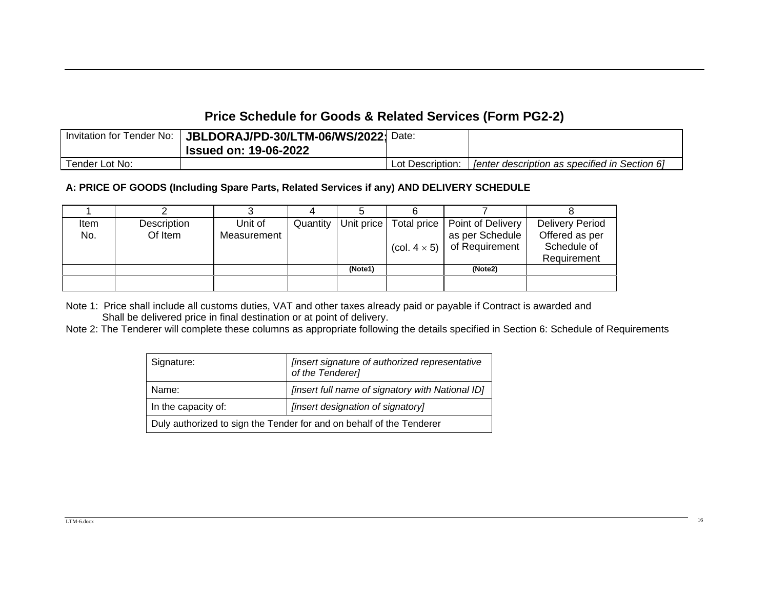## Price Schedule for Goods & Related Services (Form PG2-2)

| Invitation for Tender No: | **JBLDORAJ/PD-30/LTM-06/WS/2022; Issued on: 19-06-2022** | Date: | |
|---|---|---|---|
| Tender Lot No: | | Lot Description: | *[enter description as specified in Section 6]* |

**A: PRICE OF GOODS (Including Spare Parts, Related Services if any) AND DELIVERY SCHEDULE**

| 1 | 2 | 3 | 4 | 5 | 6 | 7 | 8 |
|---|---|---|---|---|---|---|---|
| Item No. | Description Of Item | Unit of Measurement | Quantity | Unit price | Total price (col. $4 \times 5$) | Point of Delivery as per Schedule of Requirement | Delivery Period Offered as per Schedule of Requirement |
| | | | | **(Note1)** | | **(Note2)** | |
| | | | | | | | |

Note 1: Price shall include all customs duties, VAT and other taxes already paid or payable if Contract is awarded and Shall be delivered price in final destination or at point of delivery.

Note 2: The Tenderer will complete these columns as appropriate following the details specified in Section 6: Schedule of Requirements

| Signature: | *[insert signature of authorized representative of the Tenderer]* |
|---|---|
| Name: | *[insert full name of signatory with National ID]* |
| In the capacity of: | *[insert designation of signatory]* |
| Duly authorized to sign the Tender for and on behalf of the Tenderer | |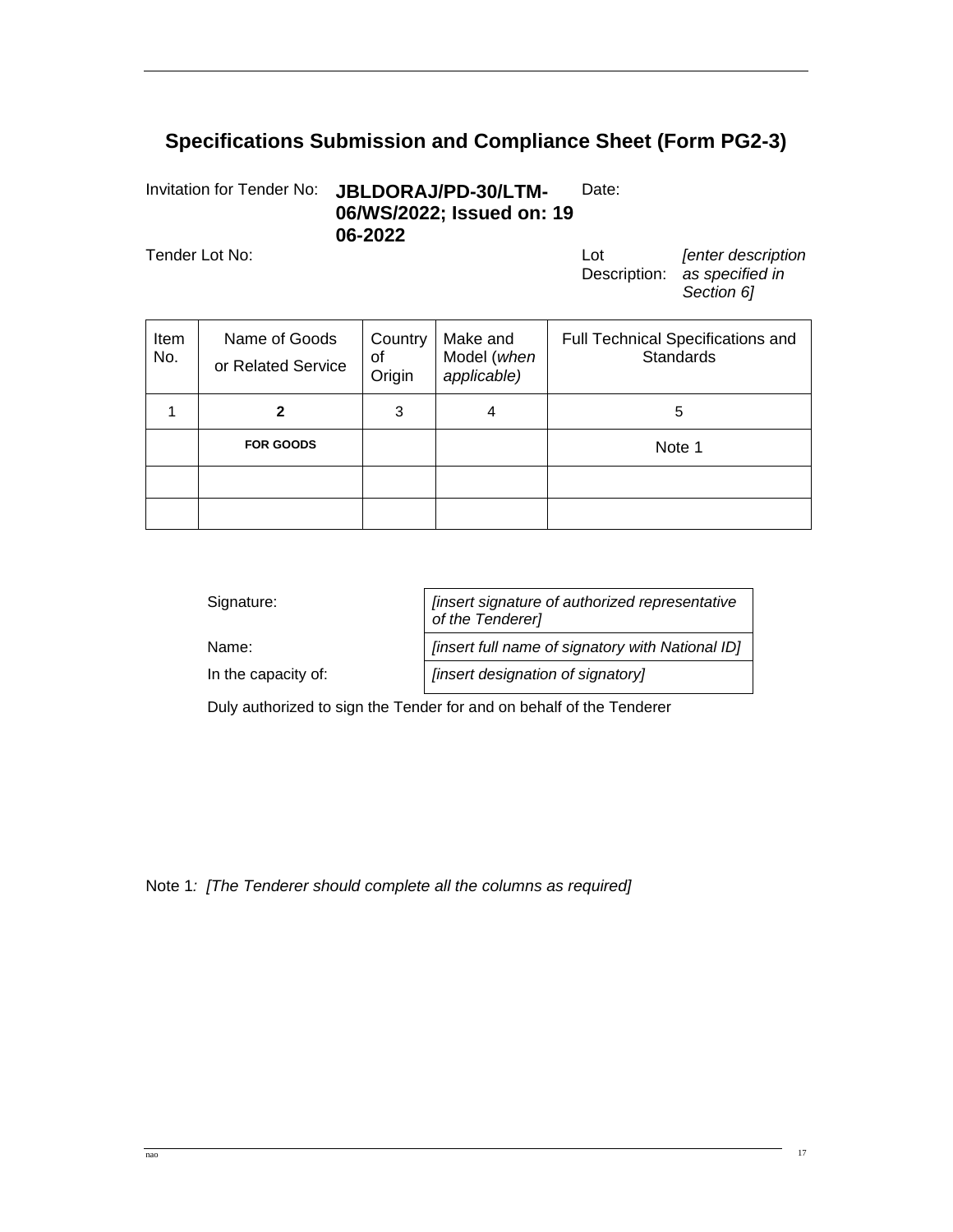## Specifications Submission and Compliance Sheet (Form PG2-3)

| Invitation for Tender No: | **JBLDORAJ/PD-30/LTM-06/WS/2022; Issued on: 19 06-2022** | Date: | |
|---|---|---|---|
| Tender Lot No: | | Lot Description: | *[enter description as specified in Section 6]* |

| Item No. | Name of Goods or Related Service | Country of Origin | Make and Model (*when applicable)* | Full Technical Specifications and Standards |
|---|---|---|---|---|
| 1 | **2** | 3 | 4 | 5 |
| | **FOR GOODS** | | | Note 1 |
| | | | | |
| | | | | |

| | |
|---|---|
| Signature: | *[insert signature of authorized representative of the Tenderer]* |
| Name: | *[insert full name of signatory with National ID]* |
| In the capacity of: | *[insert designation of signatory]* |

Duly authorized to sign the Tender for and on behalf of the Tenderer

Note 1*: [The Tenderer should complete all the columns as required]*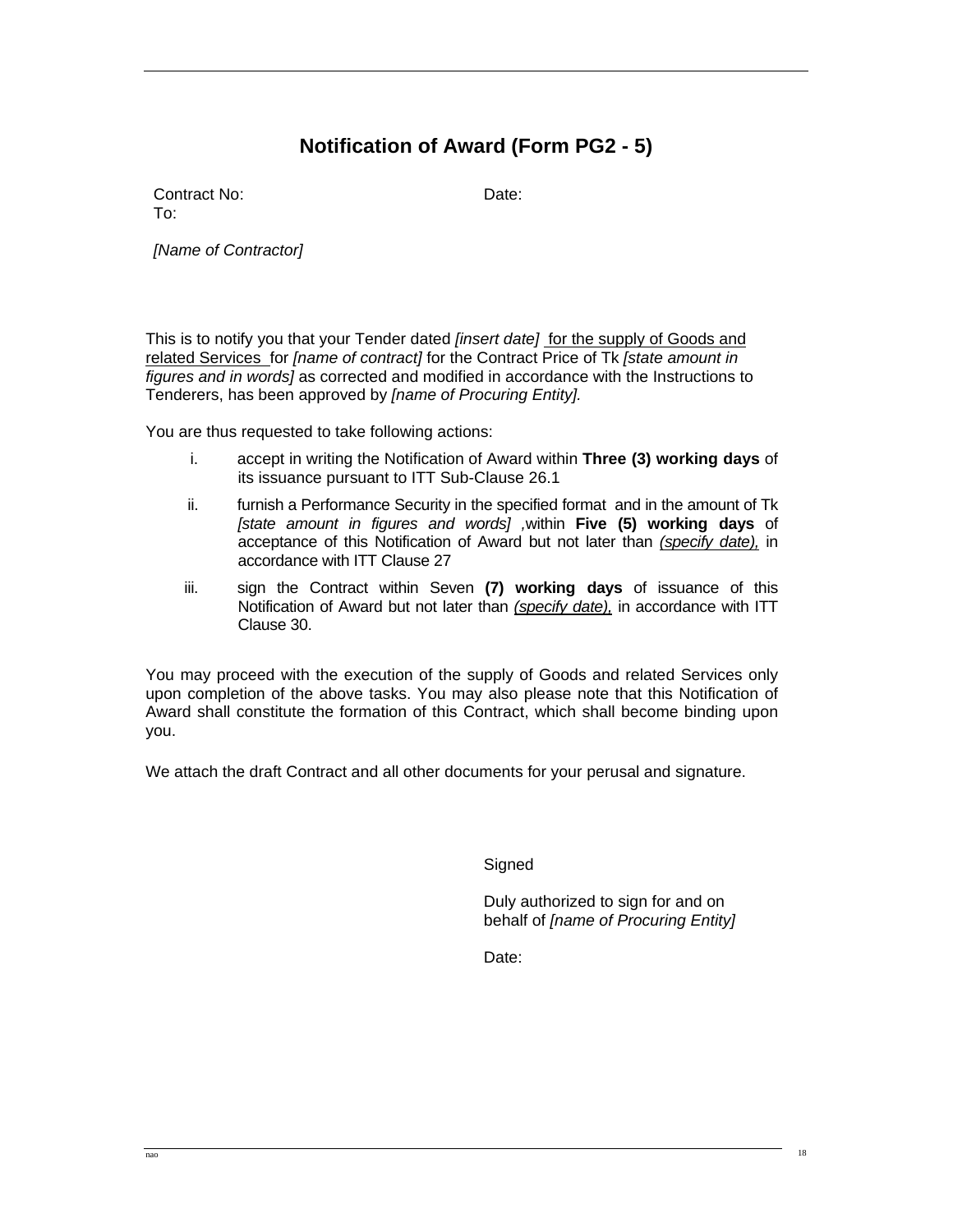# Notification of Award (Form PG2 - 5)

Contract No: Date:

To:

*[Name of Contractor]*

This is to notify you that your Tender dated *[insert date]* for the supply of Goods and related Services for *[name of contract]* for the Contract Price of Tk *[state amount in figures and in words]* as corrected and modified in accordance with the Instructions to Tenderers, has been approved by *[name of Procuring Entity].*

You are thus requested to take following actions:

i. accept in writing the Notification of Award within **Three (3) working days** of its issuance pursuant to ITT Sub-Clause 26.1

ii. furnish a Performance Security in the specified format and in the amount of Tk *[state amount in figures and words]* ,within **Five (5) working days** of acceptance of this Notification of Award but not later than *(specify date),* in accordance with ITT Clause 27

iii. sign the Contract within Seven **(7) working days** of issuance of this Notification of Award but not later than *(specify date),* in accordance with ITT Clause 30.

You may proceed with the execution of the supply of Goods and related Services only upon completion of the above tasks. You may also please note that this Notification of Award shall constitute the formation of this Contract, which shall become binding upon you.

We attach the draft Contract and all other documents for your perusal and signature.

Signed

Duly authorized to sign for and on behalf of *[name of Procuring Entity]*

Date: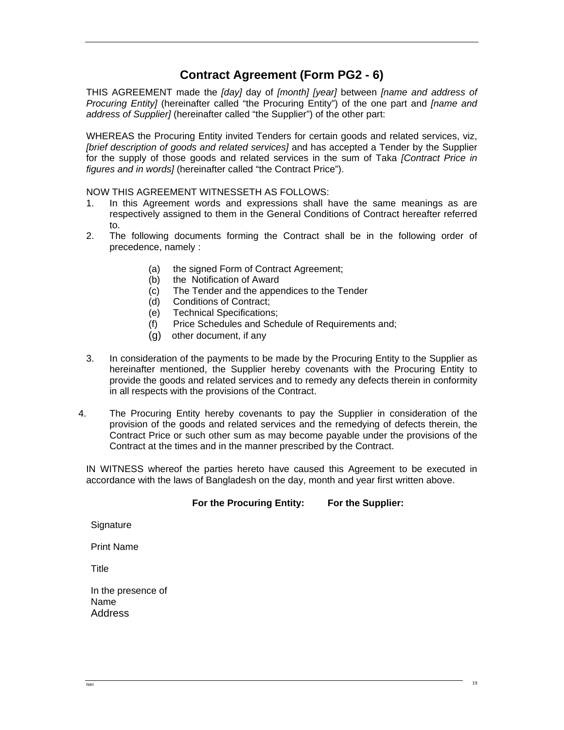## Contract Agreement (Form PG2 - 6)

THIS AGREEMENT made the *[day]* day of *[month] [year]* between *[name and address of Procuring Entity]* (hereinafter called "the Procuring Entity") of the one part and *[name and address of Supplier]* (hereinafter called "the Supplier") of the other part:

WHEREAS the Procuring Entity invited Tenders for certain goods and related services, viz, *[brief description of goods and related services]* and has accepted a Tender by the Supplier for the supply of those goods and related services in the sum of Taka *[Contract Price in figures and in words]* (hereinafter called "the Contract Price").

NOW THIS AGREEMENT WITNESSETH AS FOLLOWS:

1. In this Agreement words and expressions shall have the same meanings as are respectively assigned to them in the General Conditions of Contract hereafter referred to.
2. The following documents forming the Contract shall be in the following order of precedence, namely :
   - (a) the signed Form of Contract Agreement;
   - (b) the Notification of Award
   - (c) The Tender and the appendices to the Tender
   - (d) Conditions of Contract;
   - (e) Technical Specifications;
   - (f) Price Schedules and Schedule of Requirements and;
   - (g) other document, if any
3. In consideration of the payments to be made by the Procuring Entity to the Supplier as hereinafter mentioned, the Supplier hereby covenants with the Procuring Entity to provide the goods and related services and to remedy any defects therein in conformity in all respects with the provisions of the Contract.
4. The Procuring Entity hereby covenants to pay the Supplier in consideration of the provision of the goods and related services and the remedying of defects therein, the Contract Price or such other sum as may become payable under the provisions of the Contract at the times and in the manner prescribed by the Contract.

IN WITNESS whereof the parties hereto have caused this Agreement to be executed in accordance with the laws of Bangladesh on the day, month and year first written above.

| | **For the Procuring Entity:** | **For the Supplier:** |
|---|---|---|
| Signature | | |
| Print Name | | |
| Title | | |
| In the presence of<br>Name<br>Address | | |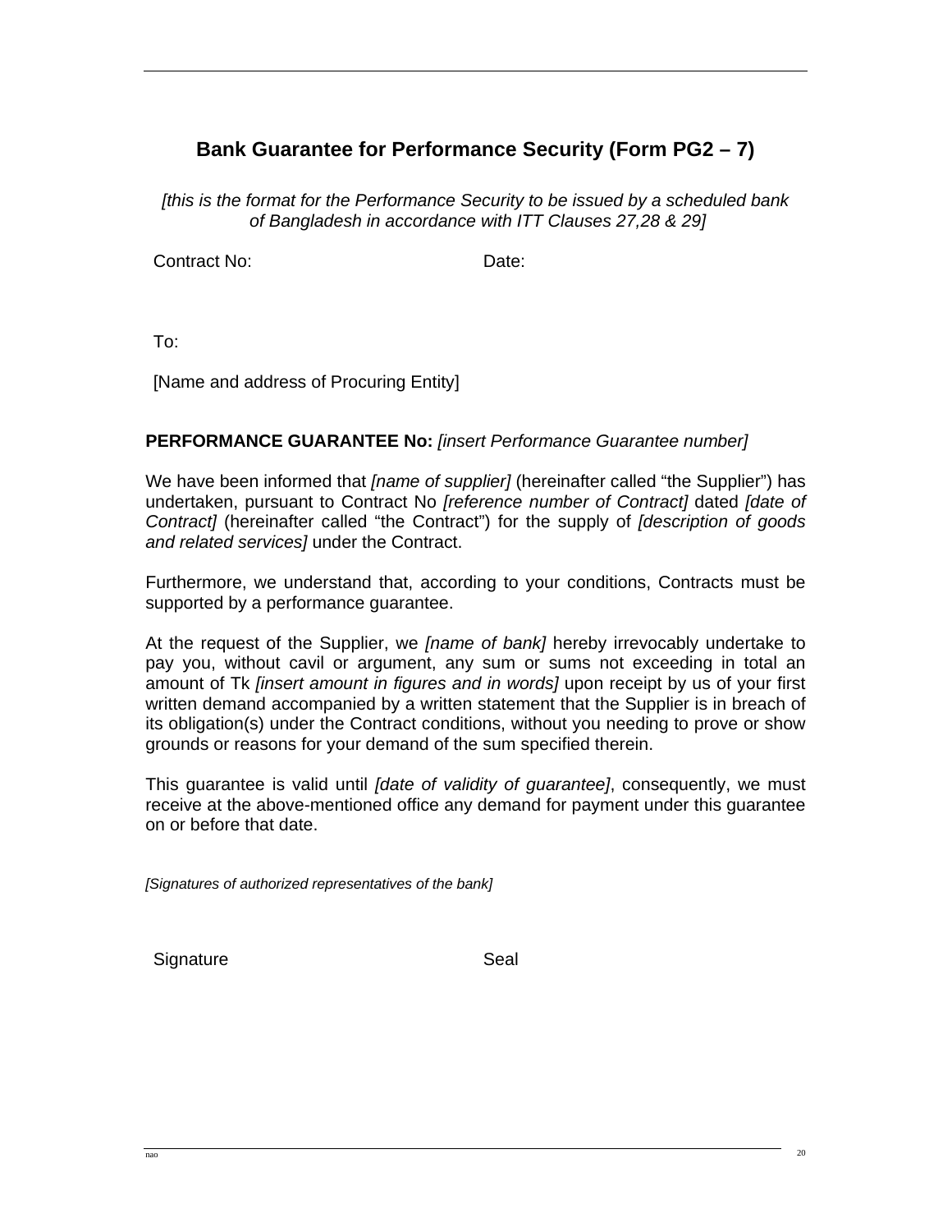## Bank Guarantee for Performance Security (Form PG2 – 7)

*[this is the format for the Performance Security to be issued by a scheduled bank of Bangladesh in accordance with ITT Clauses 27,28 & 29]*

Contract No: Date:

To:

[Name and address of Procuring Entity]

**PERFORMANCE GUARANTEE No:** *[insert Performance Guarantee number]*

We have been informed that *[name of supplier]* (hereinafter called "the Supplier") has undertaken, pursuant to Contract No *[reference number of Contract]* dated *[date of Contract]* (hereinafter called "the Contract") for the supply of *[description of goods and related services]* under the Contract.

Furthermore, we understand that, according to your conditions, Contracts must be supported by a performance guarantee.

At the request of the Supplier, we *[name of bank]* hereby irrevocably undertake to pay you, without cavil or argument, any sum or sums not exceeding in total an amount of Tk *[insert amount in figures and in words]* upon receipt by us of your first written demand accompanied by a written statement that the Supplier is in breach of its obligation(s) under the Contract conditions, without you needing to prove or show grounds or reasons for your demand of the sum specified therein.

This guarantee is valid until *[date of validity of guarantee]*, consequently, we must receive at the above-mentioned office any demand for payment under this guarantee on or before that date.

*[Signatures of authorized representatives of the bank]*

Signature Seal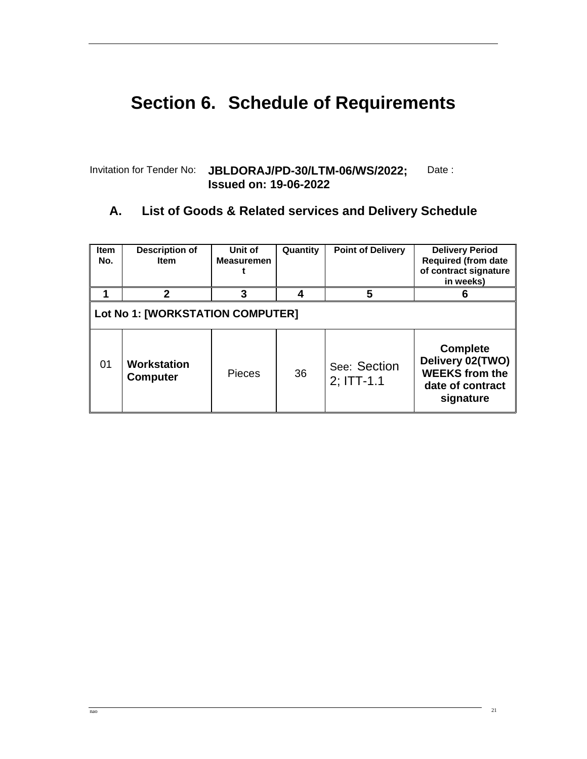# Section 6. Schedule of Requirements

Invitation for Tender No: **JBLDORAJ/PD-30/LTM-06/WS/2022; Issued on: 19-06-2022** Date :

## A. List of Goods & Related services and Delivery Schedule

| Item No. | Description of Item | Unit of Measurement | Quantity | Point of Delivery | Delivery Period Required (from date of contract signature in weeks) |
|---|---|---|---|---|---|
| 1 | 2 | 3 | 4 | 5 | 6 |
| **Lot No 1: [WORKSTATION COMPUTER]** | | | | | |
| 01 | **Workstation Computer** | Pieces | 36 | See: Section 2; ITT-1.1 | **Complete Delivery 02(TWO) WEEKS from the date of contract signature** |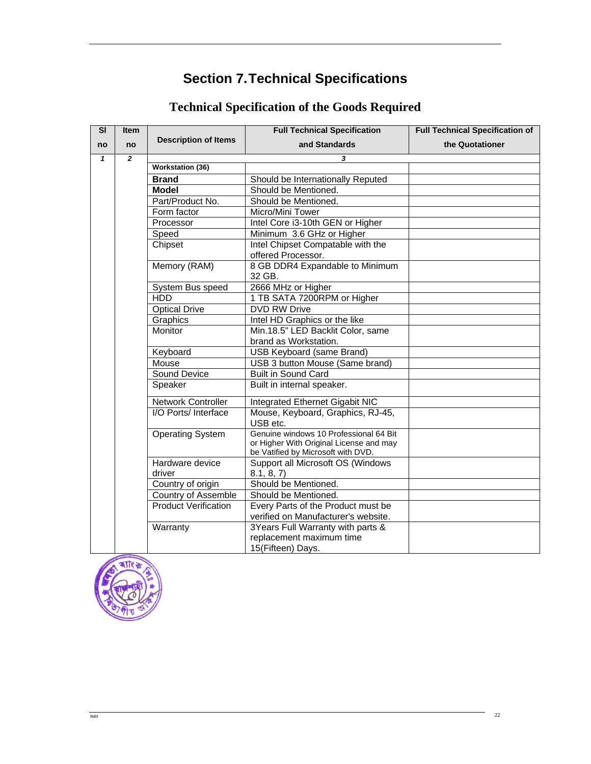# Section 7. Technical Specifications

## Technical Specification of the Goods Required

| Sl no | Item no | Description of Items | Full Technical Specification and Standards | Full Technical Specification of the Quotationer |
|---|---|---|---|---|
| *1* | *2* | | *3* | |
| | | **Workstation (36)** | | |
| | | **Brand** | Should be Internationally Reputed | |
| | | **Model** | Should be Mentioned. | |
| | | Part/Product No. | Should be Mentioned. | |
| | | Form factor | Micro/Mini Tower | |
| | | Processor | Intel Core i3-10th GEN or Higher | |
| | | Speed | Minimum 3.6 GHz or Higher | |
| | | Chipset | Intel Chipset Compatable with the offered Processor. | |
| | | Memory (RAM) | 8 GB DDR4 Expandable to Minimum 32 GB. | |
| | | System Bus speed | 2666 MHz or Higher | |
| | | HDD | 1 TB SATA 7200RPM or Higher | |
| | | Optical Drive | DVD RW Drive | |
| | | Graphics | Intel HD Graphics or the like | |
| | | Monitor | Min.18.5" LED Backlit Color, same brand as Workstation. | |
| | | Keyboard | USB Keyboard (same Brand) | |
| | | Mouse | USB 3 button Mouse (Same brand) | |
| | | Sound Device | Built in Sound Card | |
| | | Speaker | Built in internal speaker. | |
| | | Network Controller | Integrated Ethernet Gigabit NIC | |
| | | I/O Ports/ Interface | Mouse, Keyboard, Graphics, RJ-45, USB etc. | |
| | | Operating System | Genuine windows 10 Professional 64 Bit or Higher With Original License and may be Vatified by Microsoft with DVD. | |
| | | Hardware device driver | Support all Microsoft OS (Windows 8.1, 8, 7) | |
| | | Country of origin | Should be Mentioned. | |
| | | Country of Assemble | Should be Mentioned. | |
| | | Product Verification | Every Parts of the Product must be verified on Manufacturer's website. | |
| | | Warranty | 3Years Full Warranty with parts & replacement maximum time 15(Fifteen) Days. | |